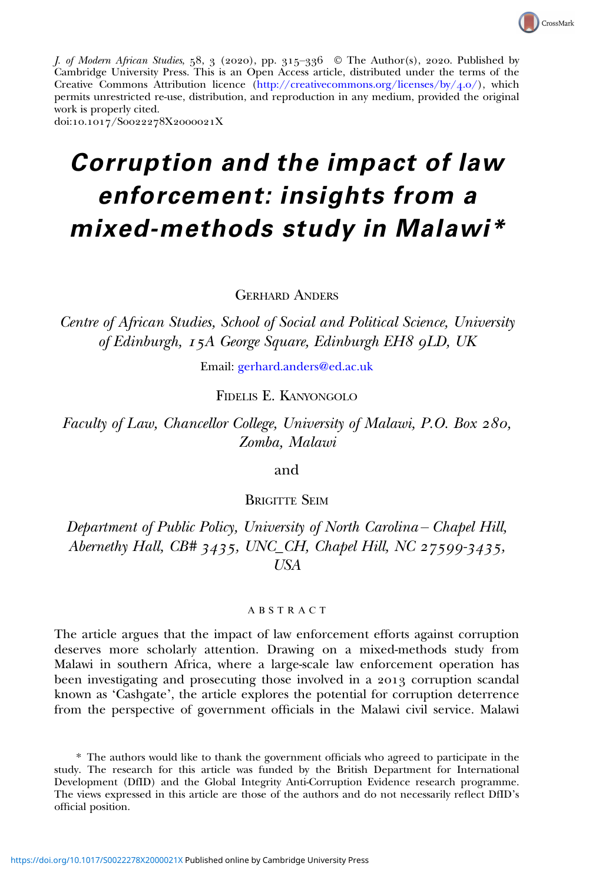J. of Modern African Studies, 58, 3 (2020), pp. 315–336 © The Author(s), 2020. Published by Cambridge University Press. This is an Open Access article, distributed under the terms of the Creative Commons Attribution licence (http://creativecommons.org/licenses/by/4.0/), which permits unrestricted re-use, distribution, and reproduction in any medium, provided the original work is properly cited.
doi:10.1017/S0022278X2000021X

# Corruption and the impact of law enforcement: insights from a mixed-methods study in Malawi*

Gerhard Anders

*Centre of African Studies, School of Social and Political Science, University of Edinburgh, 15A George Square, Edinburgh EH8 9LD, UK*

Email: gerhard.anders@ed.ac.uk

Fidelis E. Kanyongolo

*Faculty of Law, Chancellor College, University of Malawi, P.O. Box 280, Zomba, Malawi*

and

Brigitte Seim

*Department of Public Policy, University of North Carolina – Chapel Hill, Abernethy Hall, CB# 3435, UNC_CH, Chapel Hill, NC 27599-3435, USA*

## ABSTRACT

The article argues that the impact of law enforcement efforts against corruption deserves more scholarly attention. Drawing on a mixed-methods study from Malawi in southern Africa, where a large-scale law enforcement operation has been investigating and prosecuting those involved in a 2013 corruption scandal known as 'Cashgate', the article explores the potential for corruption deterrence from the perspective of government officials in the Malawi civil service. Malawi

\* The authors would like to thank the government officials who agreed to participate in the study. The research for this article was funded by the British Department for International Development (DfID) and the Global Integrity Anti-Corruption Evidence research programme. The views expressed in this article are those of the authors and do not necessarily reflect DfID's official position.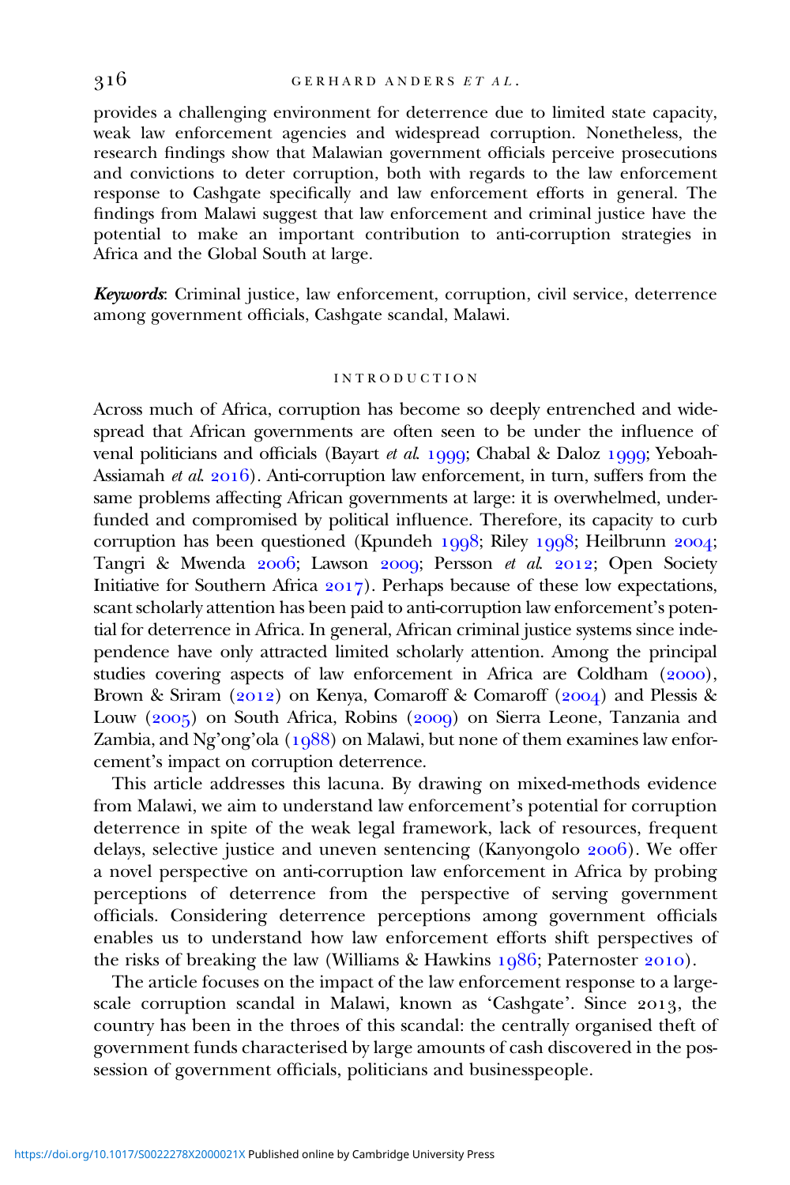provides a challenging environment for deterrence due to limited state capacity, weak law enforcement agencies and widespread corruption. Nonetheless, the research findings show that Malawian government officials perceive prosecutions and convictions to deter corruption, both with regards to the law enforcement response to Cashgate specifically and law enforcement efforts in general. The findings from Malawi suggest that law enforcement and criminal justice have the potential to make an important contribution to anti-corruption strategies in Africa and the Global South at large.

***Keywords***: Criminal justice, law enforcement, corruption, civil service, deterrence among government officials, Cashgate scandal, Malawi.

## INTRODUCTION

Across much of Africa, corruption has become so deeply entrenched and widespread that African governments are often seen to be under the influence of venal politicians and officials (Bayart *et al.* 1999; Chabal & Daloz 1999; Yeboah-Assiamah *et al.* 2016). Anti-corruption law enforcement, in turn, suffers from the same problems affecting African governments at large: it is overwhelmed, underfunded and compromised by political influence. Therefore, its capacity to curb corruption has been questioned (Kpundeh 1998; Riley 1998; Heilbrunn 2004; Tangri & Mwenda 2006; Lawson 2009; Persson *et al.* 2012; Open Society Initiative for Southern Africa 2017). Perhaps because of these low expectations, scant scholarly attention has been paid to anti-corruption law enforcement's potential for deterrence in Africa. In general, African criminal justice systems since independence have only attracted limited scholarly attention. Among the principal studies covering aspects of law enforcement in Africa are Coldham (2000), Brown & Sriram (2012) on Kenya, Comaroff & Comaroff (2004) and Plessis & Louw (2005) on South Africa, Robins (2009) on Sierra Leone, Tanzania and Zambia, and Ng'ong'ola (1988) on Malawi, but none of them examines law enforcement's impact on corruption deterrence.

This article addresses this lacuna. By drawing on mixed-methods evidence from Malawi, we aim to understand law enforcement's potential for corruption deterrence in spite of the weak legal framework, lack of resources, frequent delays, selective justice and uneven sentencing (Kanyongolo 2006). We offer a novel perspective on anti-corruption law enforcement in Africa by probing perceptions of deterrence from the perspective of serving government officials. Considering deterrence perceptions among government officials enables us to understand how law enforcement efforts shift perspectives of the risks of breaking the law (Williams & Hawkins 1986; Paternoster 2010).

The article focuses on the impact of the law enforcement response to a large-scale corruption scandal in Malawi, known as 'Cashgate'. Since 2013, the country has been in the throes of this scandal: the centrally organised theft of government funds characterised by large amounts of cash discovered in the possession of government officials, politicians and businesspeople.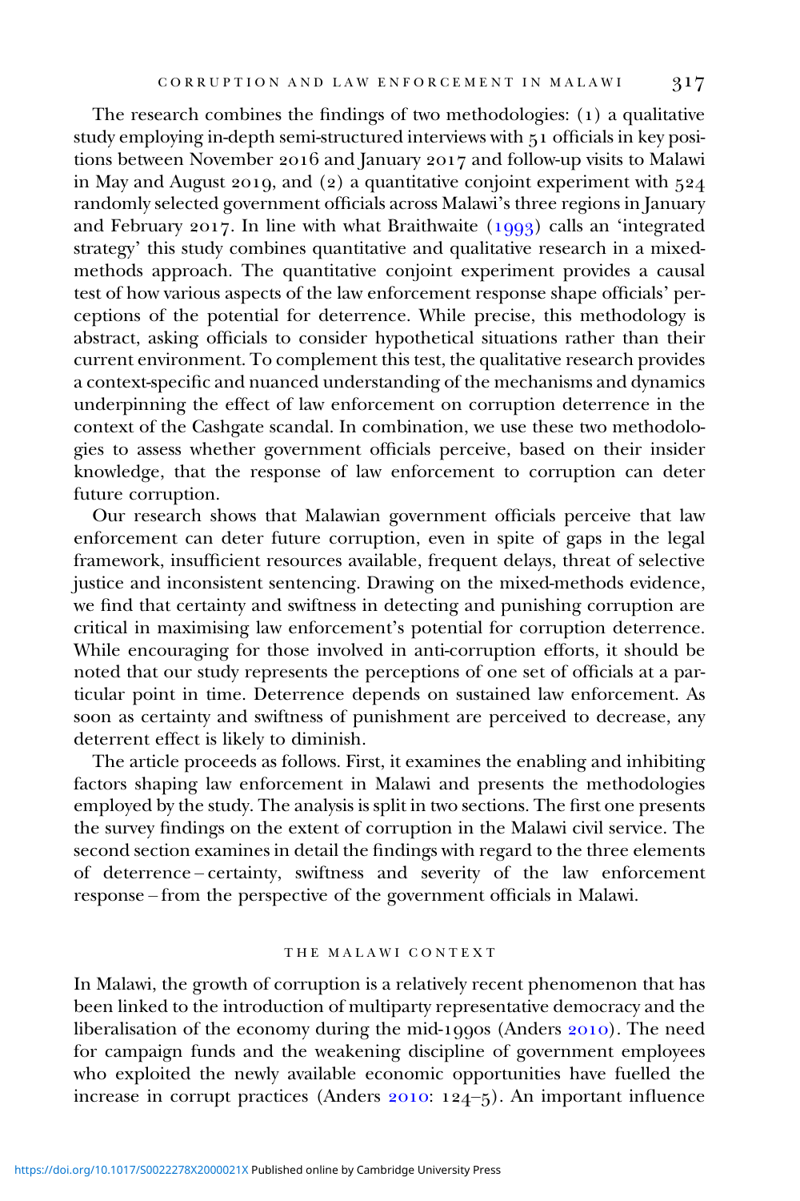The research combines the findings of two methodologies: (1) a qualitative study employing in-depth semi-structured interviews with 51 officials in key positions between November 2016 and January 2017 and follow-up visits to Malawi in May and August 2019, and (2) a quantitative conjoint experiment with 524 randomly selected government officials across Malawi's three regions in January and February 2017. In line with what Braithwaite (1993) calls an 'integrated strategy' this study combines quantitative and qualitative research in a mixed-methods approach. The quantitative conjoint experiment provides a causal test of how various aspects of the law enforcement response shape officials' perceptions of the potential for deterrence. While precise, this methodology is abstract, asking officials to consider hypothetical situations rather than their current environment. To complement this test, the qualitative research provides a context-specific and nuanced understanding of the mechanisms and dynamics underpinning the effect of law enforcement on corruption deterrence in the context of the Cashgate scandal. In combination, we use these two methodologies to assess whether government officials perceive, based on their insider knowledge, that the response of law enforcement to corruption can deter future corruption.

Our research shows that Malawian government officials perceive that law enforcement can deter future corruption, even in spite of gaps in the legal framework, insufficient resources available, frequent delays, threat of selective justice and inconsistent sentencing. Drawing on the mixed-methods evidence, we find that certainty and swiftness in detecting and punishing corruption are critical in maximising law enforcement's potential for corruption deterrence. While encouraging for those involved in anti-corruption efforts, it should be noted that our study represents the perceptions of one set of officials at a particular point in time. Deterrence depends on sustained law enforcement. As soon as certainty and swiftness of punishment are perceived to decrease, any deterrent effect is likely to diminish.

The article proceeds as follows. First, it examines the enabling and inhibiting factors shaping law enforcement in Malawi and presents the methodologies employed by the study. The analysis is split in two sections. The first one presents the survey findings on the extent of corruption in the Malawi civil service. The second section examines in detail the findings with regard to the three elements of deterrence – certainty, swiftness and severity of the law enforcement response – from the perspective of the government officials in Malawi.

## THE MALAWI CONTEXT

In Malawi, the growth of corruption is a relatively recent phenomenon that has been linked to the introduction of multiparty representative democracy and the liberalisation of the economy during the mid-1990s (Anders 2010). The need for campaign funds and the weakening discipline of government employees who exploited the newly available economic opportunities have fuelled the increase in corrupt practices (Anders 2010: 124–5). An important influence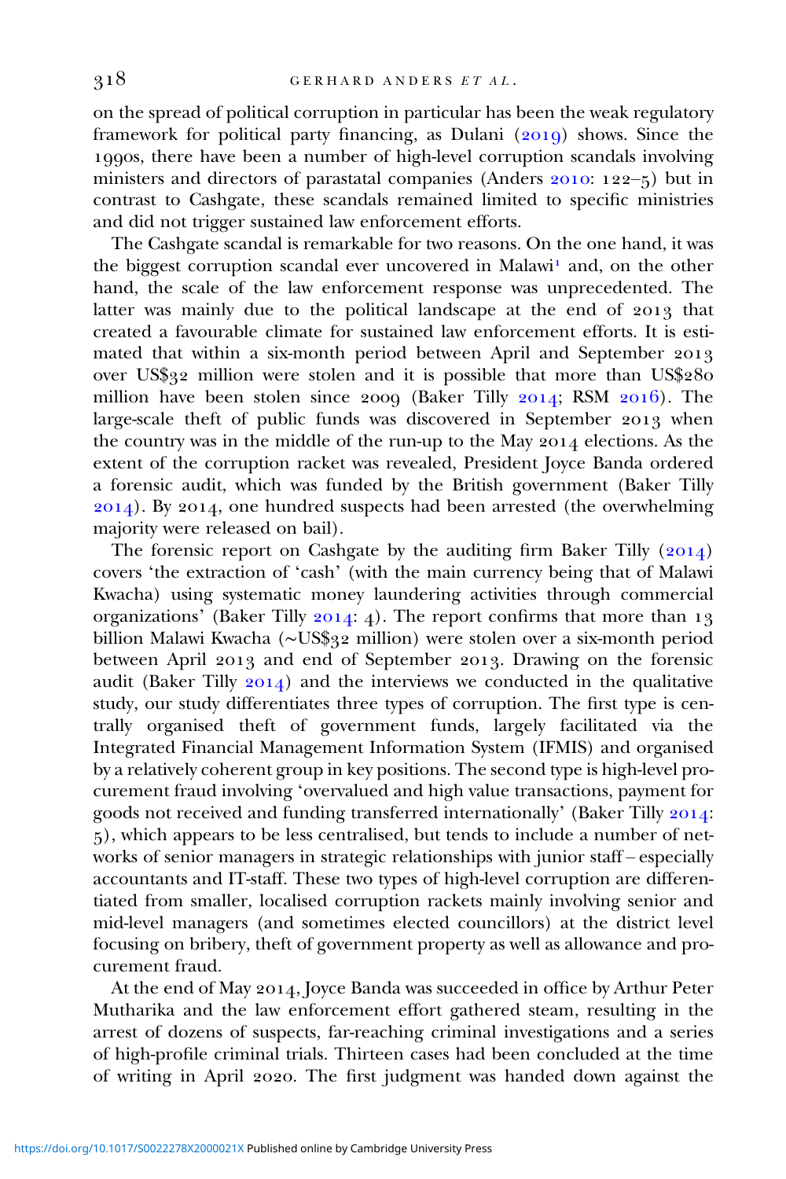on the spread of political corruption in particular has been the weak regulatory framework for political party financing, as Dulani (2019) shows. Since the 1990s, there have been a number of high-level corruption scandals involving ministers and directors of parastatal companies (Anders 2010: 122–5) but in contrast to Cashgate, these scandals remained limited to specific ministries and did not trigger sustained law enforcement efforts.

The Cashgate scandal is remarkable for two reasons. On the one hand, it was the biggest corruption scandal ever uncovered in Malawi[1] and, on the other hand, the scale of the law enforcement response was unprecedented. The latter was mainly due to the political landscape at the end of 2013 that created a favourable climate for sustained law enforcement efforts. It is estimated that within a six-month period between April and September 2013 over US$32 million were stolen and it is possible that more than US$280 million have been stolen since 2009 (Baker Tilly 2014; RSM 2016). The large-scale theft of public funds was discovered in September 2013 when the country was in the middle of the run-up to the May 2014 elections. As the extent of the corruption racket was revealed, President Joyce Banda ordered a forensic audit, which was funded by the British government (Baker Tilly 2014). By 2014, one hundred suspects had been arrested (the overwhelming majority were released on bail).

The forensic report on Cashgate by the auditing firm Baker Tilly (2014) covers 'the extraction of 'cash' (with the main currency being that of Malawi Kwacha) using systematic money laundering activities through commercial organizations' (Baker Tilly 2014: 4). The report confirms that more than 13 billion Malawi Kwacha (~US$32 million) were stolen over a six-month period between April 2013 and end of September 2013. Drawing on the forensic audit (Baker Tilly 2014) and the interviews we conducted in the qualitative study, our study differentiates three types of corruption. The first type is centrally organised theft of government funds, largely facilitated via the Integrated Financial Management Information System (IFMIS) and organised by a relatively coherent group in key positions. The second type is high-level procurement fraud involving 'overvalued and high value transactions, payment for goods not received and funding transferred internationally' (Baker Tilly 2014: 5), which appears to be less centralised, but tends to include a number of networks of senior managers in strategic relationships with junior staff – especially accountants and IT-staff. These two types of high-level corruption are differentiated from smaller, localised corruption rackets mainly involving senior and mid-level managers (and sometimes elected councillors) at the district level focusing on bribery, theft of government property as well as allowance and procurement fraud.

At the end of May 2014, Joyce Banda was succeeded in office by Arthur Peter Mutharika and the law enforcement effort gathered steam, resulting in the arrest of dozens of suspects, far-reaching criminal investigations and a series of high-profile criminal trials. Thirteen cases had been concluded at the time of writing in April 2020. The first judgment was handed down against the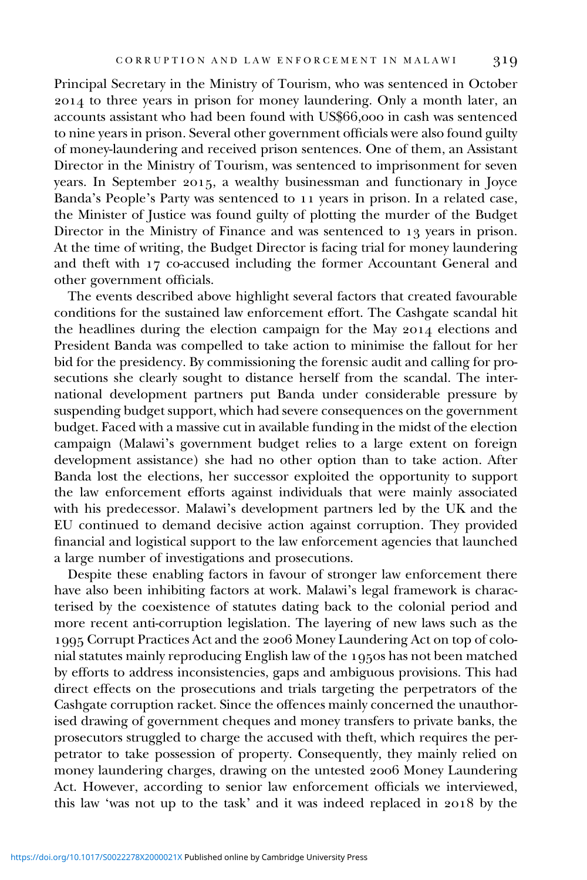Principal Secretary in the Ministry of Tourism, who was sentenced in October 2014 to three years in prison for money laundering. Only a month later, an accounts assistant who had been found with US$66,000 in cash was sentenced to nine years in prison. Several other government officials were also found guilty of money-laundering and received prison sentences. One of them, an Assistant Director in the Ministry of Tourism, was sentenced to imprisonment for seven years. In September 2015, a wealthy businessman and functionary in Joyce Banda's People's Party was sentenced to 11 years in prison. In a related case, the Minister of Justice was found guilty of plotting the murder of the Budget Director in the Ministry of Finance and was sentenced to 13 years in prison. At the time of writing, the Budget Director is facing trial for money laundering and theft with 17 co-accused including the former Accountant General and other government officials.

The events described above highlight several factors that created favourable conditions for the sustained law enforcement effort. The Cashgate scandal hit the headlines during the election campaign for the May 2014 elections and President Banda was compelled to take action to minimise the fallout for her bid for the presidency. By commissioning the forensic audit and calling for prosecutions she clearly sought to distance herself from the scandal. The international development partners put Banda under considerable pressure by suspending budget support, which had severe consequences on the government budget. Faced with a massive cut in available funding in the midst of the election campaign (Malawi's government budget relies to a large extent on foreign development assistance) she had no other option than to take action. After Banda lost the elections, her successor exploited the opportunity to support the law enforcement efforts against individuals that were mainly associated with his predecessor. Malawi's development partners led by the UK and the EU continued to demand decisive action against corruption. They provided financial and logistical support to the law enforcement agencies that launched a large number of investigations and prosecutions.

Despite these enabling factors in favour of stronger law enforcement there have also been inhibiting factors at work. Malawi's legal framework is characterised by the coexistence of statutes dating back to the colonial period and more recent anti-corruption legislation. The layering of new laws such as the 1995 Corrupt Practices Act and the 2006 Money Laundering Act on top of colonial statutes mainly reproducing English law of the 1950s has not been matched by efforts to address inconsistencies, gaps and ambiguous provisions. This had direct effects on the prosecutions and trials targeting the perpetrators of the Cashgate corruption racket. Since the offences mainly concerned the unauthorised drawing of government cheques and money transfers to private banks, the prosecutors struggled to charge the accused with theft, which requires the perpetrator to take possession of property. Consequently, they mainly relied on money laundering charges, drawing on the untested 2006 Money Laundering Act. However, according to senior law enforcement officials we interviewed, this law 'was not up to the task' and it was indeed replaced in 2018 by the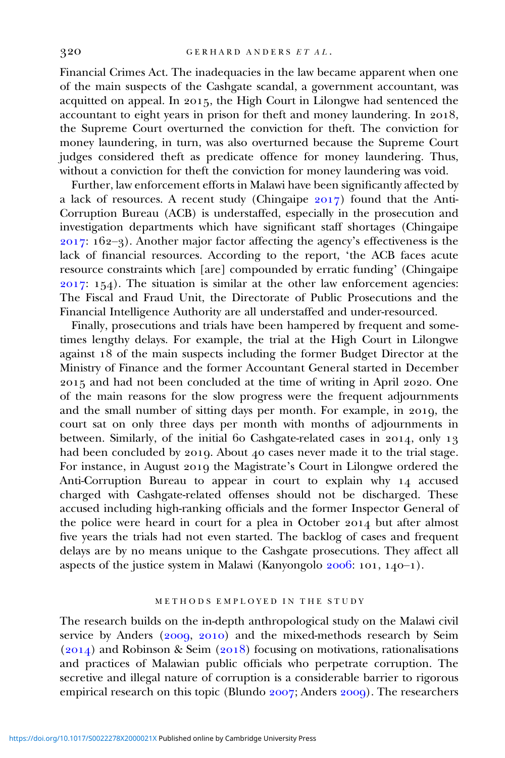Financial Crimes Act. The inadequacies in the law became apparent when one of the main suspects of the Cashgate scandal, a government accountant, was acquitted on appeal. In 2015, the High Court in Lilongwe had sentenced the accountant to eight years in prison for theft and money laundering. In 2018, the Supreme Court overturned the conviction for theft. The conviction for money laundering, in turn, was also overturned because the Supreme Court judges considered theft as predicate offence for money laundering. Thus, without a conviction for theft the conviction for money laundering was void.

Further, law enforcement efforts in Malawi have been significantly affected by a lack of resources. A recent study (Chingaipe 2017) found that the Anti-Corruption Bureau (ACB) is understaffed, especially in the prosecution and investigation departments which have significant staff shortages (Chingaipe 2017: 162–3). Another major factor affecting the agency's effectiveness is the lack of financial resources. According to the report, 'the ACB faces acute resource constraints which [are] compounded by erratic funding' (Chingaipe 2017: 154). The situation is similar at the other law enforcement agencies: The Fiscal and Fraud Unit, the Directorate of Public Prosecutions and the Financial Intelligence Authority are all understaffed and under-resourced.

Finally, prosecutions and trials have been hampered by frequent and sometimes lengthy delays. For example, the trial at the High Court in Lilongwe against 18 of the main suspects including the former Budget Director at the Ministry of Finance and the former Accountant General started in December 2015 and had not been concluded at the time of writing in April 2020. One of the main reasons for the slow progress were the frequent adjournments and the small number of sitting days per month. For example, in 2019, the court sat on only three days per month with months of adjournments in between. Similarly, of the initial 60 Cashgate-related cases in 2014, only 13 had been concluded by 2019. About 40 cases never made it to the trial stage. For instance, in August 2019 the Magistrate's Court in Lilongwe ordered the Anti-Corruption Bureau to appear in court to explain why 14 accused charged with Cashgate-related offenses should not be discharged. These accused including high-ranking officials and the former Inspector General of the police were heard in court for a plea in October 2014 but after almost five years the trials had not even started. The backlog of cases and frequent delays are by no means unique to the Cashgate prosecutions. They affect all aspects of the justice system in Malawi (Kanyongolo 2006: 101, 140–1).

## METHODS EMPLOYED IN THE STUDY

The research builds on the in-depth anthropological study on the Malawi civil service by Anders (2009, 2010) and the mixed-methods research by Seim (2014) and Robinson & Seim (2018) focusing on motivations, rationalisations and practices of Malawian public officials who perpetrate corruption. The secretive and illegal nature of corruption is a considerable barrier to rigorous empirical research on this topic (Blundo 2007; Anders 2009). The researchers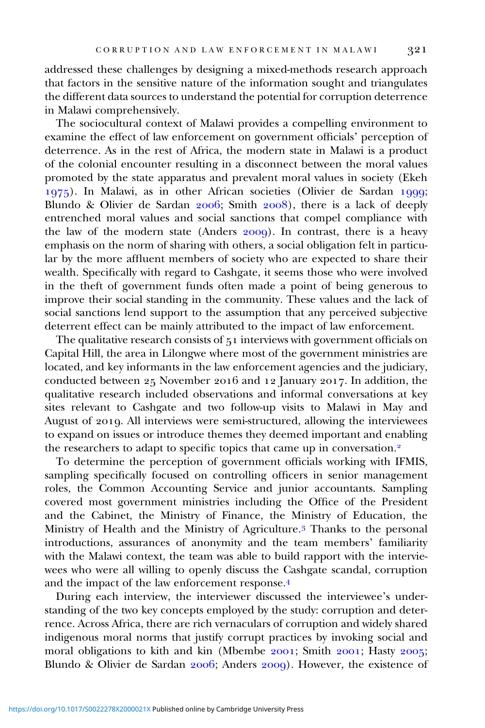addressed these challenges by designing a mixed-methods research approach that factors in the sensitive nature of the information sought and triangulates the different data sources to understand the potential for corruption deterrence in Malawi comprehensively.

The sociocultural context of Malawi provides a compelling environment to examine the effect of law enforcement on government officials' perception of deterrence. As in the rest of Africa, the modern state in Malawi is a product of the colonial encounter resulting in a disconnect between the moral values promoted by the state apparatus and prevalent moral values in society (Ekeh 1975). In Malawi, as in other African societies (Olivier de Sardan 1999; Blundo & Olivier de Sardan 2006; Smith 2008), there is a lack of deeply entrenched moral values and social sanctions that compel compliance with the law of the modern state (Anders 2009). In contrast, there is a heavy emphasis on the norm of sharing with others, a social obligation felt in particular by the more affluent members of society who are expected to share their wealth. Specifically with regard to Cashgate, it seems those who were involved in the theft of government funds often made a point of being generous to improve their social standing in the community. These values and the lack of social sanctions lend support to the assumption that any perceived subjective deterrent effect can be mainly attributed to the impact of law enforcement.

The qualitative research consists of 51 interviews with government officials on Capital Hill, the area in Lilongwe where most of the government ministries are located, and key informants in the law enforcement agencies and the judiciary, conducted between 25 November 2016 and 12 January 2017. In addition, the qualitative research included observations and informal conversations at key sites relevant to Cashgate and two follow-up visits to Malawi in May and August of 2019. All interviews were semi-structured, allowing the interviewees to expand on issues or introduce themes they deemed important and enabling the researchers to adapt to specific topics that came up in conversation.[2]

To determine the perception of government officials working with IFMIS, sampling specifically focused on controlling officers in senior management roles, the Common Accounting Service and junior accountants. Sampling covered most government ministries including the Office of the President and the Cabinet, the Ministry of Finance, the Ministry of Education, the Ministry of Health and the Ministry of Agriculture.[3] Thanks to the personal introductions, assurances of anonymity and the team members' familiarity with the Malawi context, the team was able to build rapport with the interviewees who were all willing to openly discuss the Cashgate scandal, corruption and the impact of the law enforcement response.[4]

During each interview, the interviewer discussed the interviewee's understanding of the two key concepts employed by the study: corruption and deterrence. Across Africa, there are rich vernaculars of corruption and widely shared indigenous moral norms that justify corrupt practices by invoking social and moral obligations to kith and kin (Mbembe 2001; Smith 2001; Hasty 2005; Blundo & Olivier de Sardan 2006; Anders 2009). However, the existence of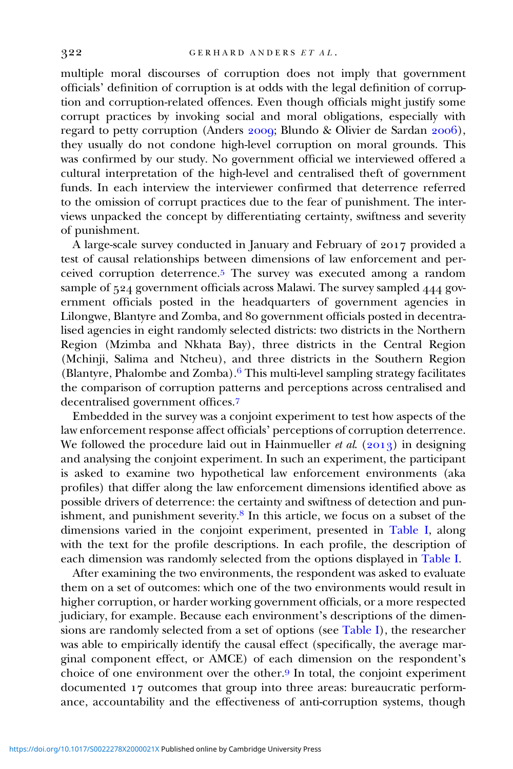multiple moral discourses of corruption does not imply that government officials' definition of corruption is at odds with the legal definition of corruption and corruption-related offences. Even though officials might justify some corrupt practices by invoking social and moral obligations, especially with regard to petty corruption (Anders 2009; Blundo & Olivier de Sardan 2006), they usually do not condone high-level corruption on moral grounds. This was confirmed by our study. No government official we interviewed offered a cultural interpretation of the high-level and centralised theft of government funds. In each interview the interviewer confirmed that deterrence referred to the omission of corrupt practices due to the fear of punishment. The interviews unpacked the concept by differentiating certainty, swiftness and severity of punishment.

A large-scale survey conducted in January and February of 2017 provided a test of causal relationships between dimensions of law enforcement and perceived corruption deterrence.[5] The survey was executed among a random sample of 524 government officials across Malawi. The survey sampled 444 government officials posted in the headquarters of government agencies in Lilongwe, Blantyre and Zomba, and 80 government officials posted in decentralised agencies in eight randomly selected districts: two districts in the Northern Region (Mzimba and Nkhata Bay), three districts in the Central Region (Mchinji, Salima and Ntcheu), and three districts in the Southern Region (Blantyre, Phalombe and Zomba).[6] This multi-level sampling strategy facilitates the comparison of corruption patterns and perceptions across centralised and decentralised government offices.[7]

Embedded in the survey was a conjoint experiment to test how aspects of the law enforcement response affect officials' perceptions of corruption deterrence. We followed the procedure laid out in Hainmueller *et al.* (2013) in designing and analysing the conjoint experiment. In such an experiment, the participant is asked to examine two hypothetical law enforcement environments (aka profiles) that differ along the law enforcement dimensions identified above as possible drivers of deterrence: the certainty and swiftness of detection and punishment, and punishment severity.[8] In this article, we focus on a subset of the dimensions varied in the conjoint experiment, presented in Table I, along with the text for the profile descriptions. In each profile, the description of each dimension was randomly selected from the options displayed in Table I.

After examining the two environments, the respondent was asked to evaluate them on a set of outcomes: which one of the two environments would result in higher corruption, or harder working government officials, or a more respected judiciary, for example. Because each environment's descriptions of the dimensions are randomly selected from a set of options (see Table I), the researcher was able to empirically identify the causal effect (specifically, the average marginal component effect, or AMCE) of each dimension on the respondent's choice of one environment over the other.[9] In total, the conjoint experiment documented 17 outcomes that group into three areas: bureaucratic performance, accountability and the effectiveness of anti-corruption systems, though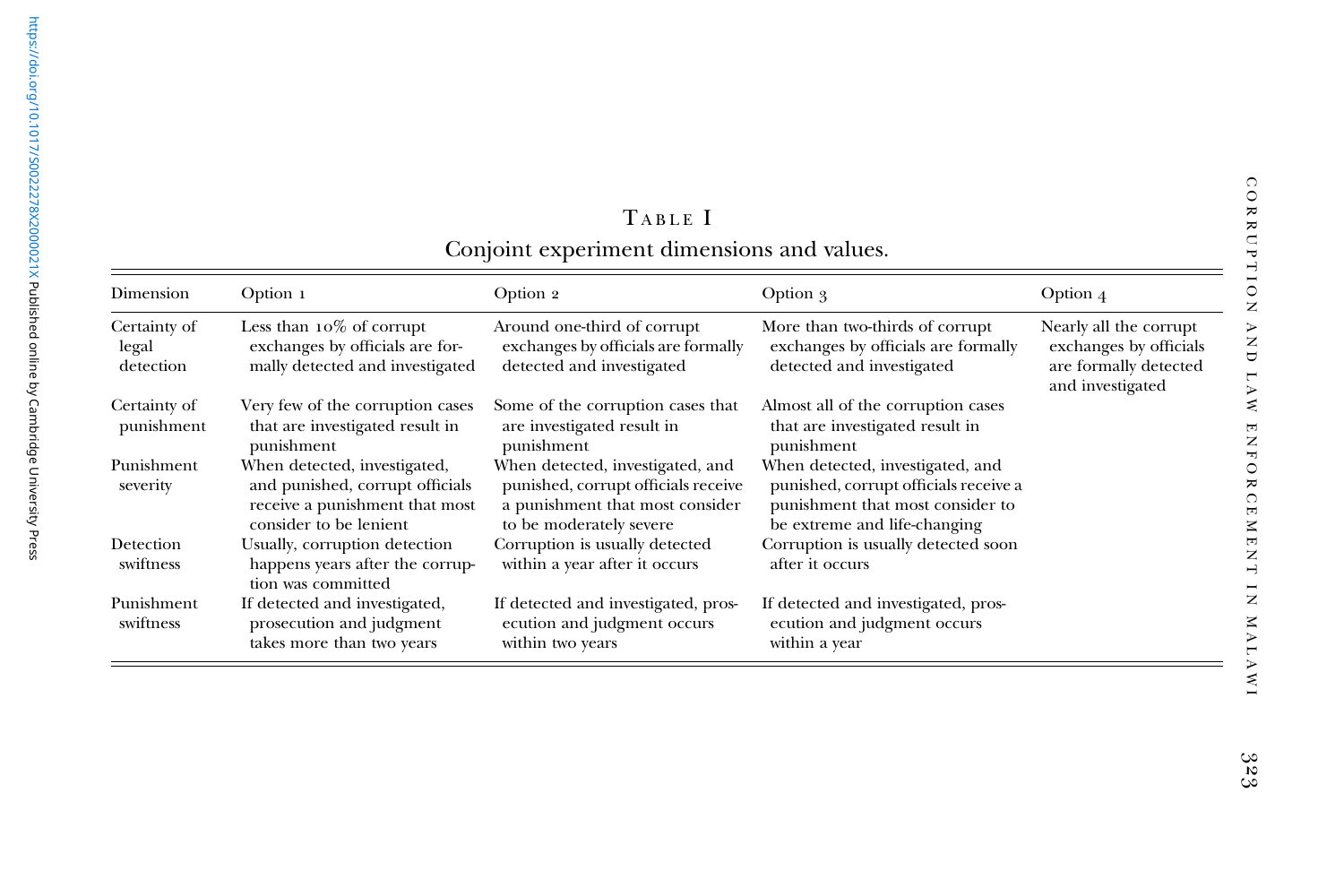Table I

Conjoint experiment dimensions and values.

| Dimension | Option 1 | Option 2 | Option 3 | Option 4 |
|---|---|---|---|---|
| Certainty of legal detection | Less than 10% of corrupt exchanges by officials are formally detected and investigated | Around one-third of corrupt exchanges by officials are formally detected and investigated | More than two-thirds of corrupt exchanges by officials are formally detected and investigated | Nearly all the corrupt exchanges by officials are formally detected and investigated |
| Certainty of punishment | Very few of the corruption cases that are investigated result in punishment | Some of the corruption cases that are investigated result in punishment | Almost all of the corruption cases that are investigated result in punishment | |
| Punishment severity | When detected, investigated, and punished, corrupt officials receive a punishment that most consider to be lenient | When detected, investigated, and punished, corrupt officials receive a punishment that most consider to be moderately severe | When detected, investigated, and punished, corrupt officials receive a punishment that most consider to be extreme and life-changing | |
| Detection swiftness | Usually, corruption detection happens years after the corruption was committed | Corruption is usually detected within a year after it occurs | Corruption is usually detected soon after it occurs | |
| Punishment swiftness | If detected and investigated, prosecution and judgment takes more than two years | If detected and investigated, prosecution and judgment occurs within two years | If detected and investigated, prosecution and judgment occurs within a year | |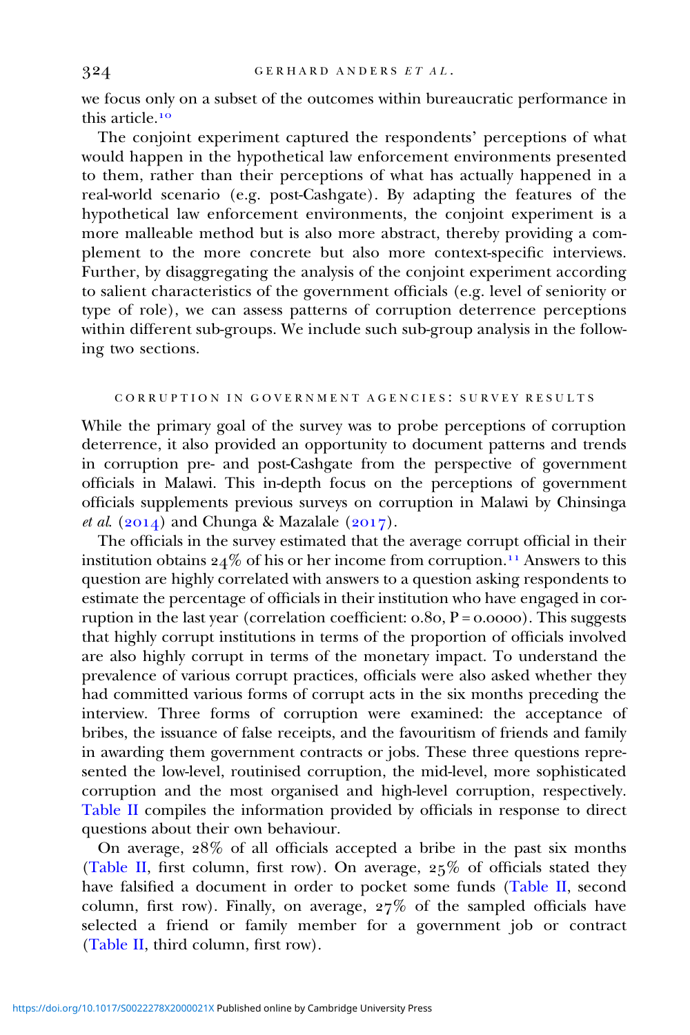we focus only on a subset of the outcomes within bureaucratic performance in this article.[10]

The conjoint experiment captured the respondents' perceptions of what would happen in the hypothetical law enforcement environments presented to them, rather than their perceptions of what has actually happened in a real-world scenario (e.g. post-Cashgate). By adapting the features of the hypothetical law enforcement environments, the conjoint experiment is a more malleable method but is also more abstract, thereby providing a complement to the more concrete but also more context-specific interviews. Further, by disaggregating the analysis of the conjoint experiment according to salient characteristics of the government officials (e.g. level of seniority or type of role), we can assess patterns of corruption deterrence perceptions within different sub-groups. We include such sub-group analysis in the following two sections.

## CORRUPTION IN GOVERNMENT AGENCIES: SURVEY RESULTS

While the primary goal of the survey was to probe perceptions of corruption deterrence, it also provided an opportunity to document patterns and trends in corruption pre- and post-Cashgate from the perspective of government officials in Malawi. This in-depth focus on the perceptions of government officials supplements previous surveys on corruption in Malawi by Chinsinga *et al.* (2014) and Chunga & Mazalale (2017).

The officials in the survey estimated that the average corrupt official in their institution obtains 24% of his or her income from corruption.[11] Answers to this question are highly correlated with answers to a question asking respondents to estimate the percentage of officials in their institution who have engaged in corruption in the last year (correlation coefficient: 0.80, $P = 0.0000$). This suggests that highly corrupt institutions in terms of the proportion of officials involved are also highly corrupt in terms of the monetary impact. To understand the prevalence of various corrupt practices, officials were also asked whether they had committed various forms of corrupt acts in the six months preceding the interview. Three forms of corruption were examined: the acceptance of bribes, the issuance of false receipts, and the favouritism of friends and family in awarding them government contracts or jobs. These three questions represented the low-level, routinised corruption, the mid-level, more sophisticated corruption and the most organised and high-level corruption, respectively. Table II compiles the information provided by officials in response to direct questions about their own behaviour.

On average, 28% of all officials accepted a bribe in the past six months (Table II, first column, first row). On average, 25% of officials stated they have falsified a document in order to pocket some funds (Table II, second column, first row). Finally, on average, 27% of the sampled officials have selected a friend or family member for a government job or contract (Table II, third column, first row).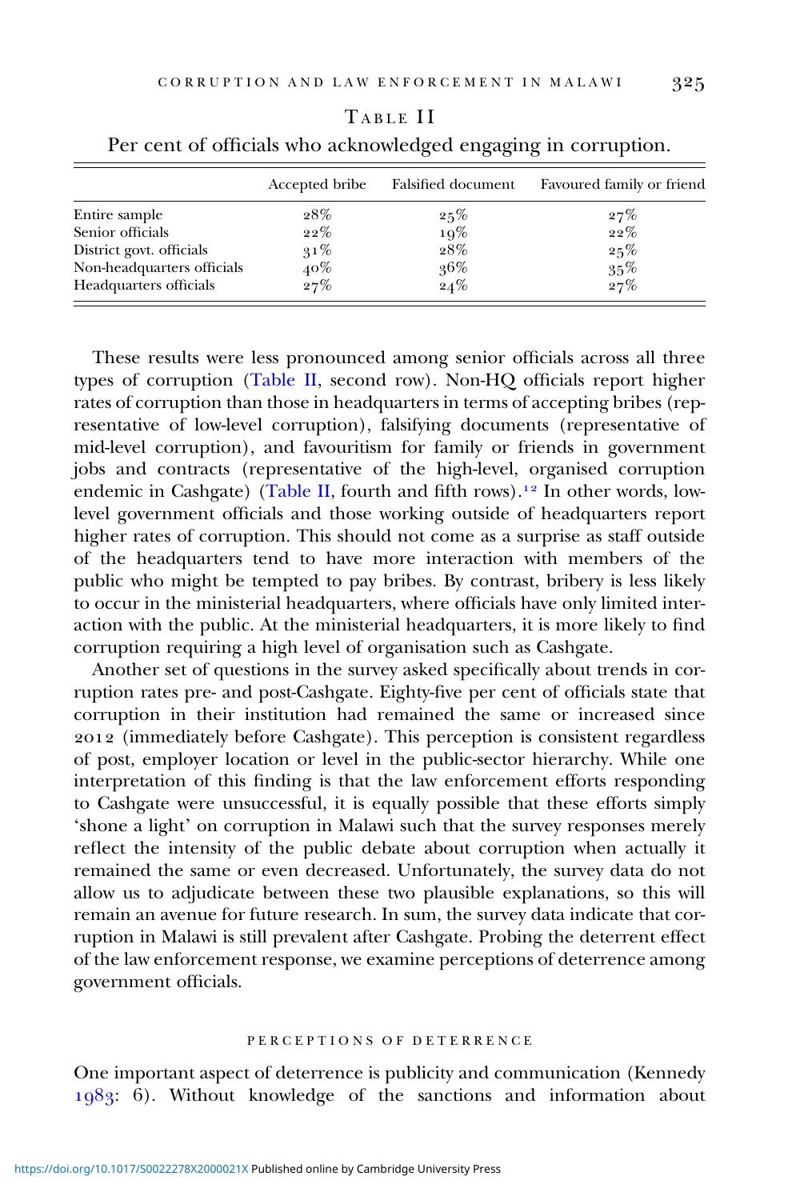Table II

Per cent of officials who acknowledged engaging in corruption.

| | Accepted bribe | Falsified document | Favoured family or friend |
|---|---|---|---|
| Entire sample | 28% | 25% | 27% |
| Senior officials | 22% | 19% | 22% |
| District govt. officials | 31% | 28% | 25% |
| Non-headquarters officials | 40% | 36% | 35% |
| Headquarters officials | 27% | 24% | 27% |

These results were less pronounced among senior officials across all three types of corruption (Table II, second row). Non-HQ officials report higher rates of corruption than those in headquarters in terms of accepting bribes (representative of low-level corruption), falsifying documents (representative of mid-level corruption), and favouritism for family or friends in government jobs and contracts (representative of the high-level, organised corruption endemic in Cashgate) (Table II, fourth and fifth rows).[12] In other words, low-level government officials and those working outside of headquarters report higher rates of corruption. This should not come as a surprise as staff outside of the headquarters tend to have more interaction with members of the public who might be tempted to pay bribes. By contrast, bribery is less likely to occur in the ministerial headquarters, where officials have only limited interaction with the public. At the ministerial headquarters, it is more likely to find corruption requiring a high level of organisation such as Cashgate.

Another set of questions in the survey asked specifically about trends in corruption rates pre- and post-Cashgate. Eighty-five per cent of officials state that corruption in their institution had remained the same or increased since 2012 (immediately before Cashgate). This perception is consistent regardless of post, employer location or level in the public-sector hierarchy. While one interpretation of this finding is that the law enforcement efforts responding to Cashgate were unsuccessful, it is equally possible that these efforts simply 'shone a light' on corruption in Malawi such that the survey responses merely reflect the intensity of the public debate about corruption when actually it remained the same or even decreased. Unfortunately, the survey data do not allow us to adjudicate between these two plausible explanations, so this will remain an avenue for future research. In sum, the survey data indicate that corruption in Malawi is still prevalent after Cashgate. Probing the deterrent effect of the law enforcement response, we examine perceptions of deterrence among government officials.

## PERCEPTIONS OF DETERRENCE

One important aspect of deterrence is publicity and communication (Kennedy 1983: 6). Without knowledge of the sanctions and information about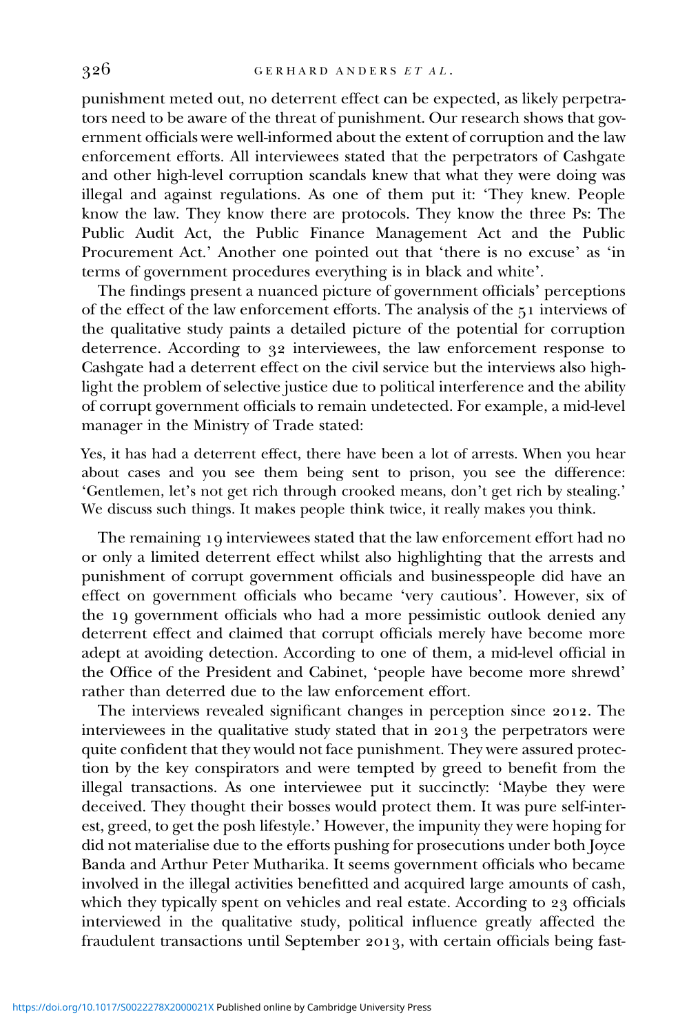punishment meted out, no deterrent effect can be expected, as likely perpetrators need to be aware of the threat of punishment. Our research shows that government officials were well-informed about the extent of corruption and the law enforcement efforts. All interviewees stated that the perpetrators of Cashgate and other high-level corruption scandals knew that what they were doing was illegal and against regulations. As one of them put it: 'They knew. People know the law. They know there are protocols. They know the three Ps: The Public Audit Act, the Public Finance Management Act and the Public Procurement Act.' Another one pointed out that 'there is no excuse' as 'in terms of government procedures everything is in black and white'.

The findings present a nuanced picture of government officials' perceptions of the effect of the law enforcement efforts. The analysis of the 51 interviews of the qualitative study paints a detailed picture of the potential for corruption deterrence. According to 32 interviewees, the law enforcement response to Cashgate had a deterrent effect on the civil service but the interviews also highlight the problem of selective justice due to political interference and the ability of corrupt government officials to remain undetected. For example, a mid-level manager in the Ministry of Trade stated:

> Yes, it has had a deterrent effect, there have been a lot of arrests. When you hear about cases and you see them being sent to prison, you see the difference: 'Gentlemen, let's not get rich through crooked means, don't get rich by stealing.' We discuss such things. It makes people think twice, it really makes you think.

The remaining 19 interviewees stated that the law enforcement effort had no or only a limited deterrent effect whilst also highlighting that the arrests and punishment of corrupt government officials and businesspeople did have an effect on government officials who became 'very cautious'. However, six of the 19 government officials who had a more pessimistic outlook denied any deterrent effect and claimed that corrupt officials merely have become more adept at avoiding detection. According to one of them, a mid-level official in the Office of the President and Cabinet, 'people have become more shrewd' rather than deterred due to the law enforcement effort.

The interviews revealed significant changes in perception since 2012. The interviewees in the qualitative study stated that in 2013 the perpetrators were quite confident that they would not face punishment. They were assured protection by the key conspirators and were tempted by greed to benefit from the illegal transactions. As one interviewee put it succinctly: 'Maybe they were deceived. They thought their bosses would protect them. It was pure self-interest, greed, to get the posh lifestyle.' However, the impunity they were hoping for did not materialise due to the efforts pushing for prosecutions under both Joyce Banda and Arthur Peter Mutharika. It seems government officials who became involved in the illegal activities benefitted and acquired large amounts of cash, which they typically spent on vehicles and real estate. According to 23 officials interviewed in the qualitative study, political influence greatly affected the fraudulent transactions until September 2013, with certain officials being fast-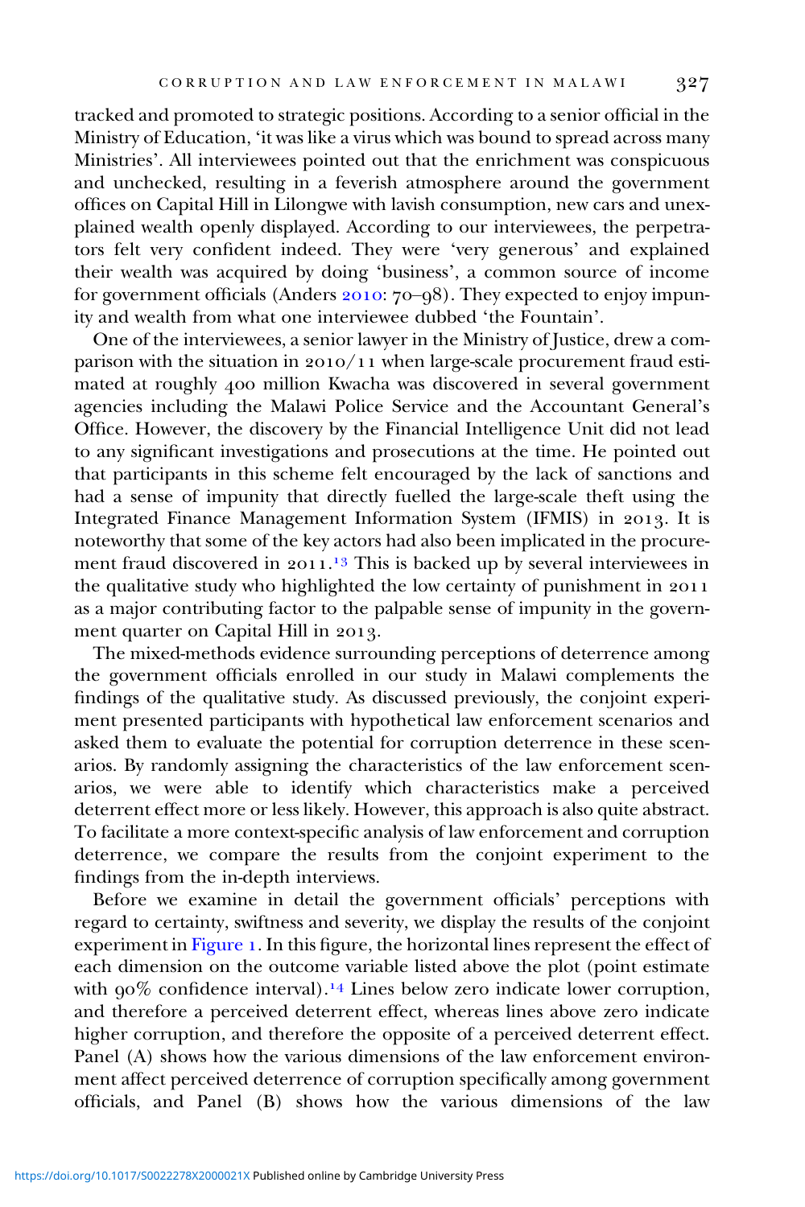tracked and promoted to strategic positions. According to a senior official in the Ministry of Education, 'it was like a virus which was bound to spread across many Ministries'. All interviewees pointed out that the enrichment was conspicuous and unchecked, resulting in a feverish atmosphere around the government offices on Capital Hill in Lilongwe with lavish consumption, new cars and unexplained wealth openly displayed. According to our interviewees, the perpetrators felt very confident indeed. They were 'very generous' and explained their wealth was acquired by doing 'business', a common source of income for government officials (Anders 2010: 70–98). They expected to enjoy impunity and wealth from what one interviewee dubbed 'the Fountain'.

One of the interviewees, a senior lawyer in the Ministry of Justice, drew a comparison with the situation in 2010/11 when large-scale procurement fraud estimated at roughly 400 million Kwacha was discovered in several government agencies including the Malawi Police Service and the Accountant General's Office. However, the discovery by the Financial Intelligence Unit did not lead to any significant investigations and prosecutions at the time. He pointed out that participants in this scheme felt encouraged by the lack of sanctions and had a sense of impunity that directly fuelled the large-scale theft using the Integrated Finance Management Information System (IFMIS) in 2013. It is noteworthy that some of the key actors had also been implicated in the procurement fraud discovered in 2011.[13] This is backed up by several interviewees in the qualitative study who highlighted the low certainty of punishment in 2011 as a major contributing factor to the palpable sense of impunity in the government quarter on Capital Hill in 2013.

The mixed-methods evidence surrounding perceptions of deterrence among the government officials enrolled in our study in Malawi complements the findings of the qualitative study. As discussed previously, the conjoint experiment presented participants with hypothetical law enforcement scenarios and asked them to evaluate the potential for corruption deterrence in these scenarios. By randomly assigning the characteristics of the law enforcement scenarios, we were able to identify which characteristics make a perceived deterrent effect more or less likely. However, this approach is also quite abstract. To facilitate a more context-specific analysis of law enforcement and corruption deterrence, we compare the results from the conjoint experiment to the findings from the in-depth interviews.

Before we examine in detail the government officials' perceptions with regard to certainty, swiftness and severity, we display the results of the conjoint experiment in Figure 1. In this figure, the horizontal lines represent the effect of each dimension on the outcome variable listed above the plot (point estimate with 90% confidence interval).[14] Lines below zero indicate lower corruption, and therefore a perceived deterrent effect, whereas lines above zero indicate higher corruption, and therefore the opposite of a perceived deterrent effect. Panel (A) shows how the various dimensions of the law enforcement environment affect perceived deterrence of corruption specifically among government officials, and Panel (B) shows how the various dimensions of the law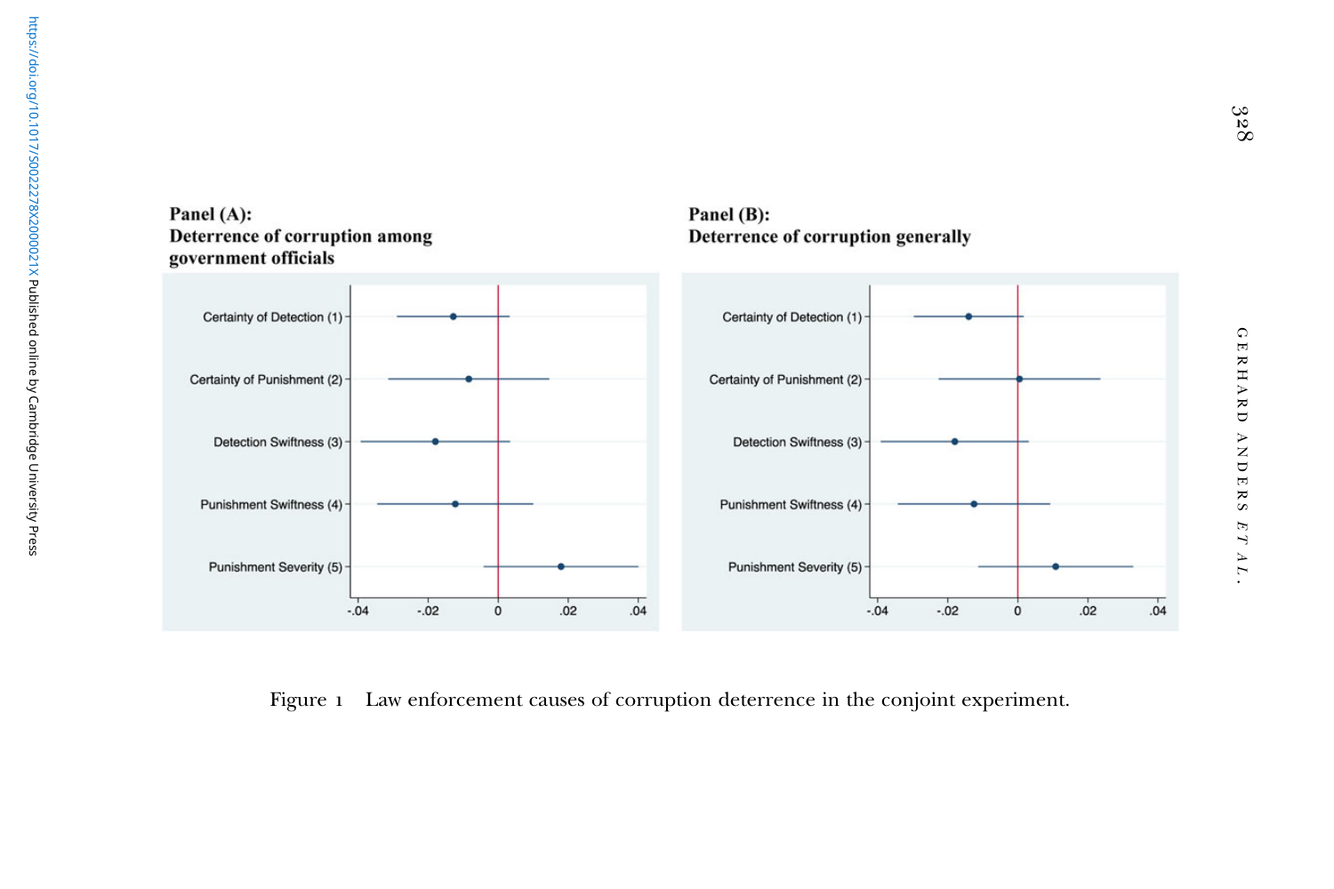Figure 1 Law enforcement causes of corruption deterrence in the conjoint experiment.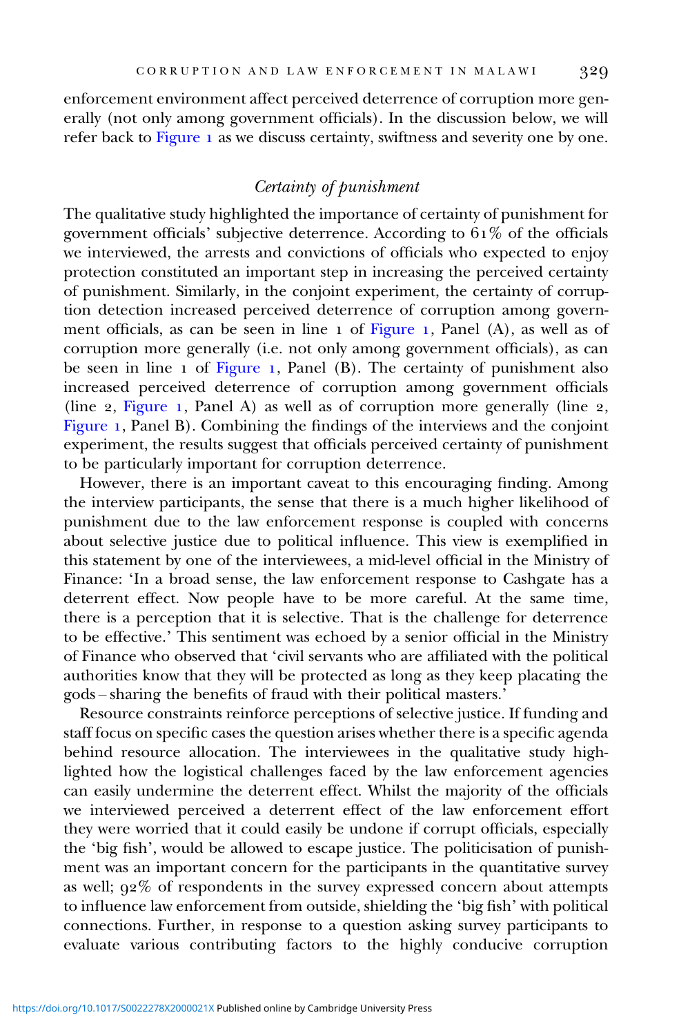enforcement environment affect perceived deterrence of corruption more generally (not only among government officials). In the discussion below, we will refer back to Figure 1 as we discuss certainty, swiftness and severity one by one.

### *Certainty of punishment*

The qualitative study highlighted the importance of certainty of punishment for government officials' subjective deterrence. According to 61% of the officials we interviewed, the arrests and convictions of officials who expected to enjoy protection constituted an important step in increasing the perceived certainty of punishment. Similarly, in the conjoint experiment, the certainty of corruption detection increased perceived deterrence of corruption among government officials, as can be seen in line 1 of Figure 1, Panel (A), as well as of corruption more generally (i.e. not only among government officials), as can be seen in line 1 of Figure 1, Panel (B). The certainty of punishment also increased perceived deterrence of corruption among government officials (line 2, Figure 1, Panel A) as well as of corruption more generally (line 2, Figure 1, Panel B). Combining the findings of the interviews and the conjoint experiment, the results suggest that officials perceived certainty of punishment to be particularly important for corruption deterrence.

However, there is an important caveat to this encouraging finding. Among the interview participants, the sense that there is a much higher likelihood of punishment due to the law enforcement response is coupled with concerns about selective justice due to political influence. This view is exemplified in this statement by one of the interviewees, a mid-level official in the Ministry of Finance: 'In a broad sense, the law enforcement response to Cashgate has a deterrent effect. Now people have to be more careful. At the same time, there is a perception that it is selective. That is the challenge for deterrence to be effective.' This sentiment was echoed by a senior official in the Ministry of Finance who observed that 'civil servants who are affiliated with the political authorities know that they will be protected as long as they keep placating the gods – sharing the benefits of fraud with their political masters.'

Resource constraints reinforce perceptions of selective justice. If funding and staff focus on specific cases the question arises whether there is a specific agenda behind resource allocation. The interviewees in the qualitative study highlighted how the logistical challenges faced by the law enforcement agencies can easily undermine the deterrent effect. Whilst the majority of the officials we interviewed perceived a deterrent effect of the law enforcement effort they were worried that it could easily be undone if corrupt officials, especially the 'big fish', would be allowed to escape justice. The politicisation of punishment was an important concern for the participants in the quantitative survey as well; 92% of respondents in the survey expressed concern about attempts to influence law enforcement from outside, shielding the 'big fish' with political connections. Further, in response to a question asking survey participants to evaluate various contributing factors to the highly conducive corruption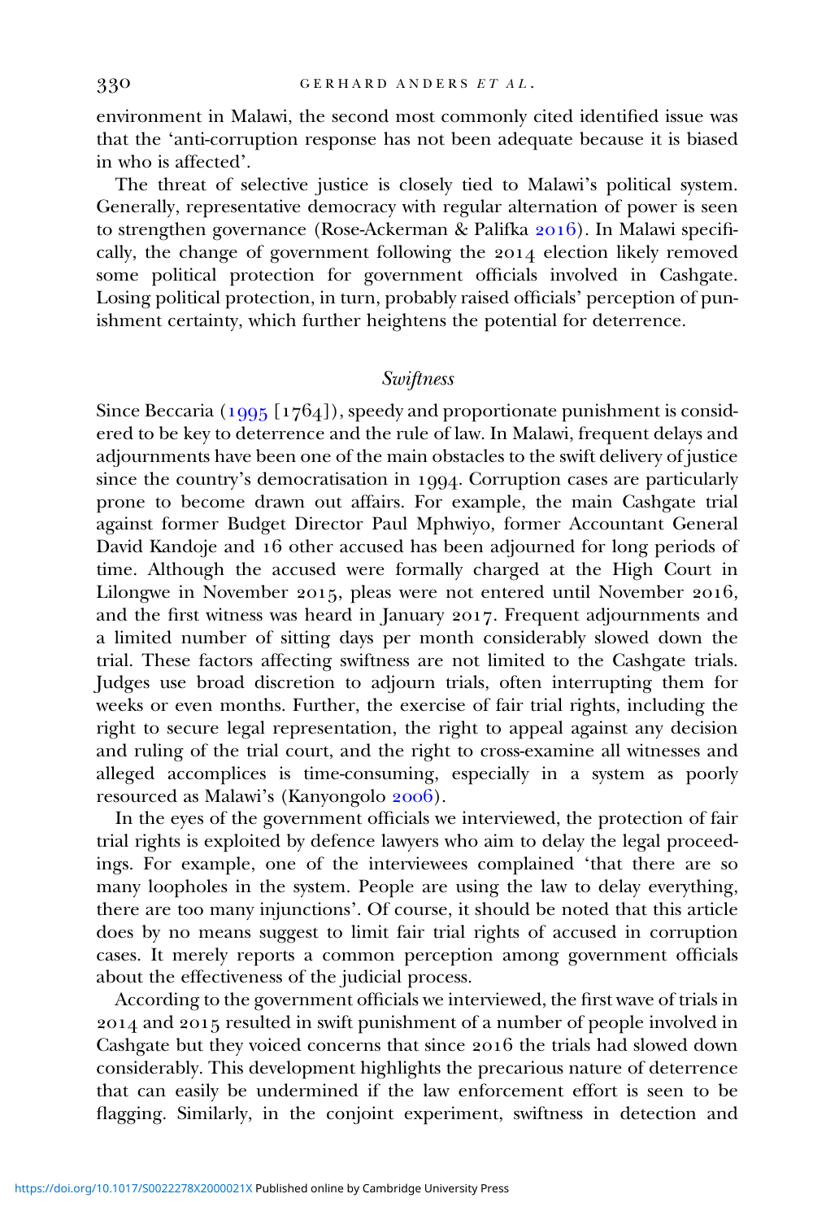environment in Malawi, the second most commonly cited identified issue was that the 'anti-corruption response has not been adequate because it is biased in who is affected'.

The threat of selective justice is closely tied to Malawi's political system. Generally, representative democracy with regular alternation of power is seen to strengthen governance (Rose-Ackerman & Palifka 2016). In Malawi specifically, the change of government following the 2014 election likely removed some political protection for government officials involved in Cashgate. Losing political protection, in turn, probably raised officials' perception of punishment certainty, which further heightens the potential for deterrence.

### *Swiftness*

Since Beccaria (1995 [1764]), speedy and proportionate punishment is considered to be key to deterrence and the rule of law. In Malawi, frequent delays and adjournments have been one of the main obstacles to the swift delivery of justice since the country's democratisation in 1994. Corruption cases are particularly prone to become drawn out affairs. For example, the main Cashgate trial against former Budget Director Paul Mphwiyo, former Accountant General David Kandoje and 16 other accused has been adjourned for long periods of time. Although the accused were formally charged at the High Court in Lilongwe in November 2015, pleas were not entered until November 2016, and the first witness was heard in January 2017. Frequent adjournments and a limited number of sitting days per month considerably slowed down the trial. These factors affecting swiftness are not limited to the Cashgate trials. Judges use broad discretion to adjourn trials, often interrupting them for weeks or even months. Further, the exercise of fair trial rights, including the right to secure legal representation, the right to appeal against any decision and ruling of the trial court, and the right to cross-examine all witnesses and alleged accomplices is time-consuming, especially in a system as poorly resourced as Malawi's (Kanyongolo 2006).

In the eyes of the government officials we interviewed, the protection of fair trial rights is exploited by defence lawyers who aim to delay the legal proceedings. For example, one of the interviewees complained 'that there are so many loopholes in the system. People are using the law to delay everything, there are too many injunctions'. Of course, it should be noted that this article does by no means suggest to limit fair trial rights of accused in corruption cases. It merely reports a common perception among government officials about the effectiveness of the judicial process.

According to the government officials we interviewed, the first wave of trials in 2014 and 2015 resulted in swift punishment of a number of people involved in Cashgate but they voiced concerns that since 2016 the trials had slowed down considerably. This development highlights the precarious nature of deterrence that can easily be undermined if the law enforcement effort is seen to be flagging. Similarly, in the conjoint experiment, swiftness in detection and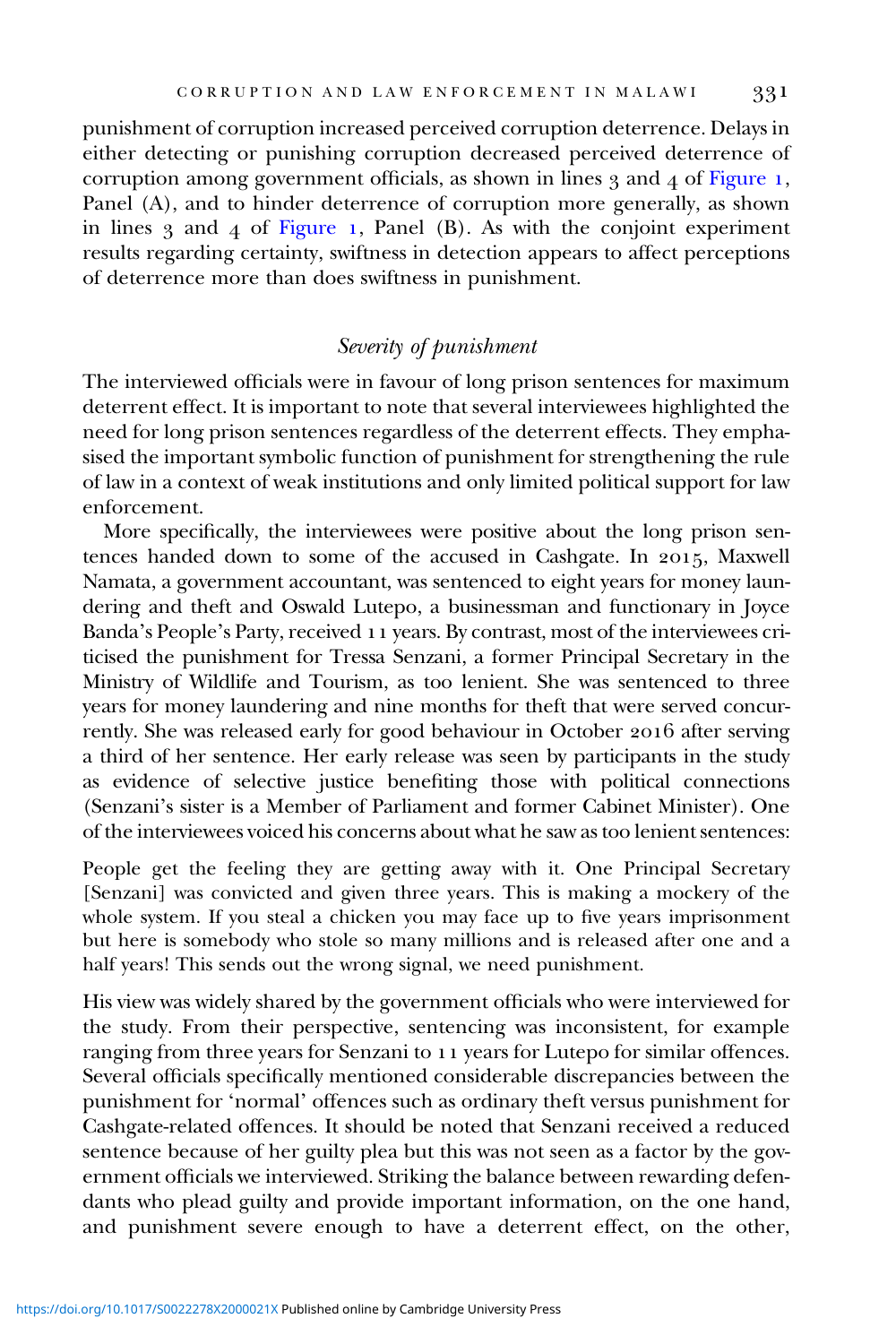punishment of corruption increased perceived corruption deterrence. Delays in either detecting or punishing corruption decreased perceived deterrence of corruption among government officials, as shown in lines 3 and 4 of Figure 1, Panel (A), and to hinder deterrence of corruption more generally, as shown in lines 3 and 4 of Figure 1, Panel (B). As with the conjoint experiment results regarding certainty, swiftness in detection appears to affect perceptions of deterrence more than does swiftness in punishment.

### *Severity of punishment*

The interviewed officials were in favour of long prison sentences for maximum deterrent effect. It is important to note that several interviewees highlighted the need for long prison sentences regardless of the deterrent effects. They emphasised the important symbolic function of punishment for strengthening the rule of law in a context of weak institutions and only limited political support for law enforcement.

More specifically, the interviewees were positive about the long prison sentences handed down to some of the accused in Cashgate. In 2015, Maxwell Namata, a government accountant, was sentenced to eight years for money laundering and theft and Oswald Lutepo, a businessman and functionary in Joyce Banda's People's Party, received 11 years. By contrast, most of the interviewees criticised the punishment for Tressa Senzani, a former Principal Secretary in the Ministry of Wildlife and Tourism, as too lenient. She was sentenced to three years for money laundering and nine months for theft that were served concurrently. She was released early for good behaviour in October 2016 after serving a third of her sentence. Her early release was seen by participants in the study as evidence of selective justice benefiting those with political connections (Senzani's sister is a Member of Parliament and former Cabinet Minister). One of the interviewees voiced his concerns about what he saw as too lenient sentences:

> People get the feeling they are getting away with it. One Principal Secretary [Senzani] was convicted and given three years. This is making a mockery of the whole system. If you steal a chicken you may face up to five years imprisonment but here is somebody who stole so many millions and is released after one and a half years! This sends out the wrong signal, we need punishment.

His view was widely shared by the government officials who were interviewed for the study. From their perspective, sentencing was inconsistent, for example ranging from three years for Senzani to 11 years for Lutepo for similar offences. Several officials specifically mentioned considerable discrepancies between the punishment for 'normal' offences such as ordinary theft versus punishment for Cashgate-related offences. It should be noted that Senzani received a reduced sentence because of her guilty plea but this was not seen as a factor by the government officials we interviewed. Striking the balance between rewarding defendants who plead guilty and provide important information, on the one hand, and punishment severe enough to have a deterrent effect, on the other,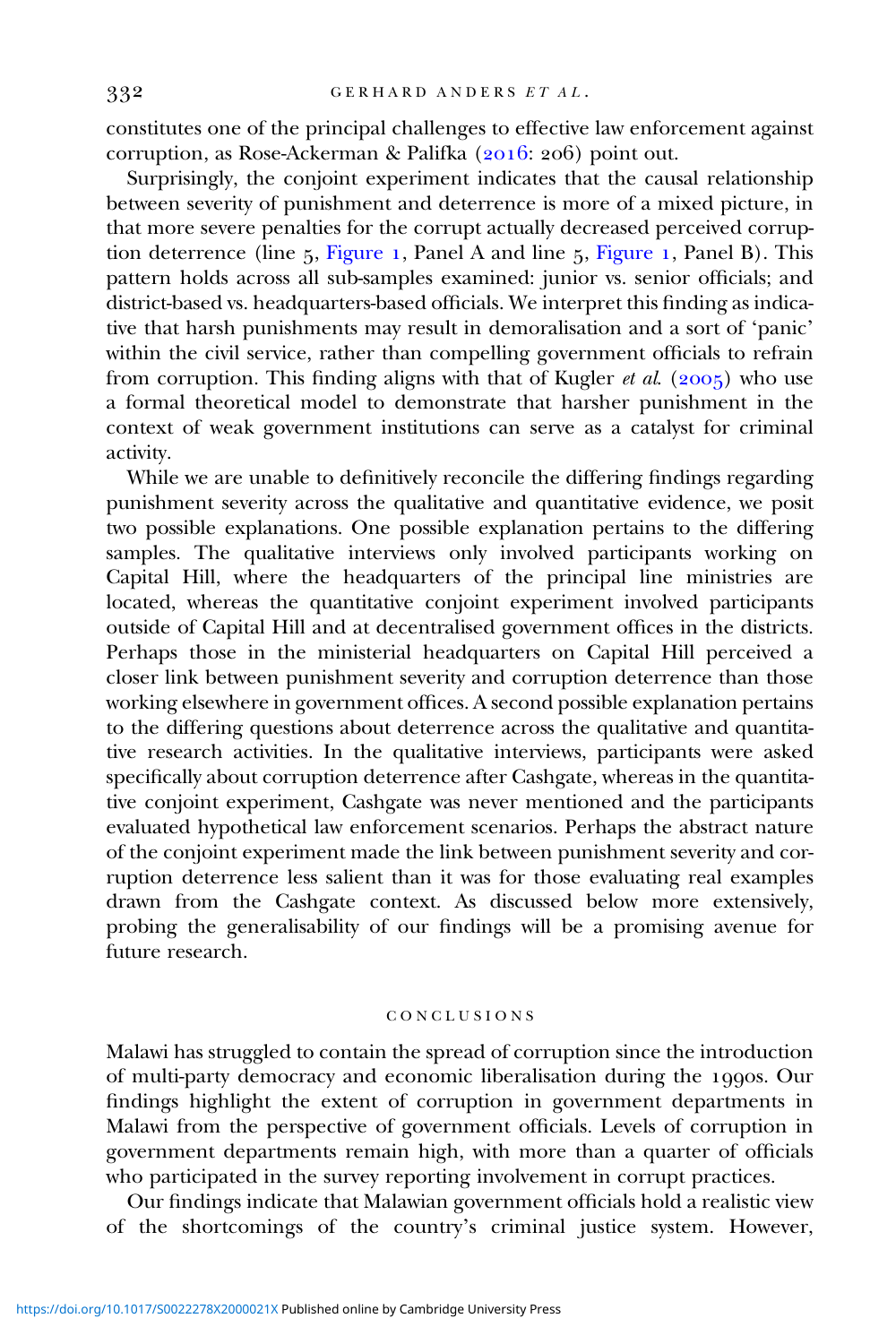constitutes one of the principal challenges to effective law enforcement against corruption, as Rose-Ackerman & Palifka (2016: 206) point out.

Surprisingly, the conjoint experiment indicates that the causal relationship between severity of punishment and deterrence is more of a mixed picture, in that more severe penalties for the corrupt actually decreased perceived corruption deterrence (line 5, Figure 1, Panel A and line 5, Figure 1, Panel B). This pattern holds across all sub-samples examined: junior vs. senior officials; and district-based vs. headquarters-based officials. We interpret this finding as indicative that harsh punishments may result in demoralisation and a sort of 'panic' within the civil service, rather than compelling government officials to refrain from corruption. This finding aligns with that of Kugler *et al.* (2005) who use a formal theoretical model to demonstrate that harsher punishment in the context of weak government institutions can serve as a catalyst for criminal activity.

While we are unable to definitively reconcile the differing findings regarding punishment severity across the qualitative and quantitative evidence, we posit two possible explanations. One possible explanation pertains to the differing samples. The qualitative interviews only involved participants working on Capital Hill, where the headquarters of the principal line ministries are located, whereas the quantitative conjoint experiment involved participants outside of Capital Hill and at decentralised government offices in the districts. Perhaps those in the ministerial headquarters on Capital Hill perceived a closer link between punishment severity and corruption deterrence than those working elsewhere in government offices. A second possible explanation pertains to the differing questions about deterrence across the qualitative and quantitative research activities. In the qualitative interviews, participants were asked specifically about corruption deterrence after Cashgate, whereas in the quantitative conjoint experiment, Cashgate was never mentioned and the participants evaluated hypothetical law enforcement scenarios. Perhaps the abstract nature of the conjoint experiment made the link between punishment severity and corruption deterrence less salient than it was for those evaluating real examples drawn from the Cashgate context. As discussed below more extensively, probing the generalisability of our findings will be a promising avenue for future research.

## CONCLUSIONS

Malawi has struggled to contain the spread of corruption since the introduction of multi-party democracy and economic liberalisation during the 1990s. Our findings highlight the extent of corruption in government departments in Malawi from the perspective of government officials. Levels of corruption in government departments remain high, with more than a quarter of officials who participated in the survey reporting involvement in corrupt practices.

Our findings indicate that Malawian government officials hold a realistic view of the shortcomings of the country's criminal justice system. However,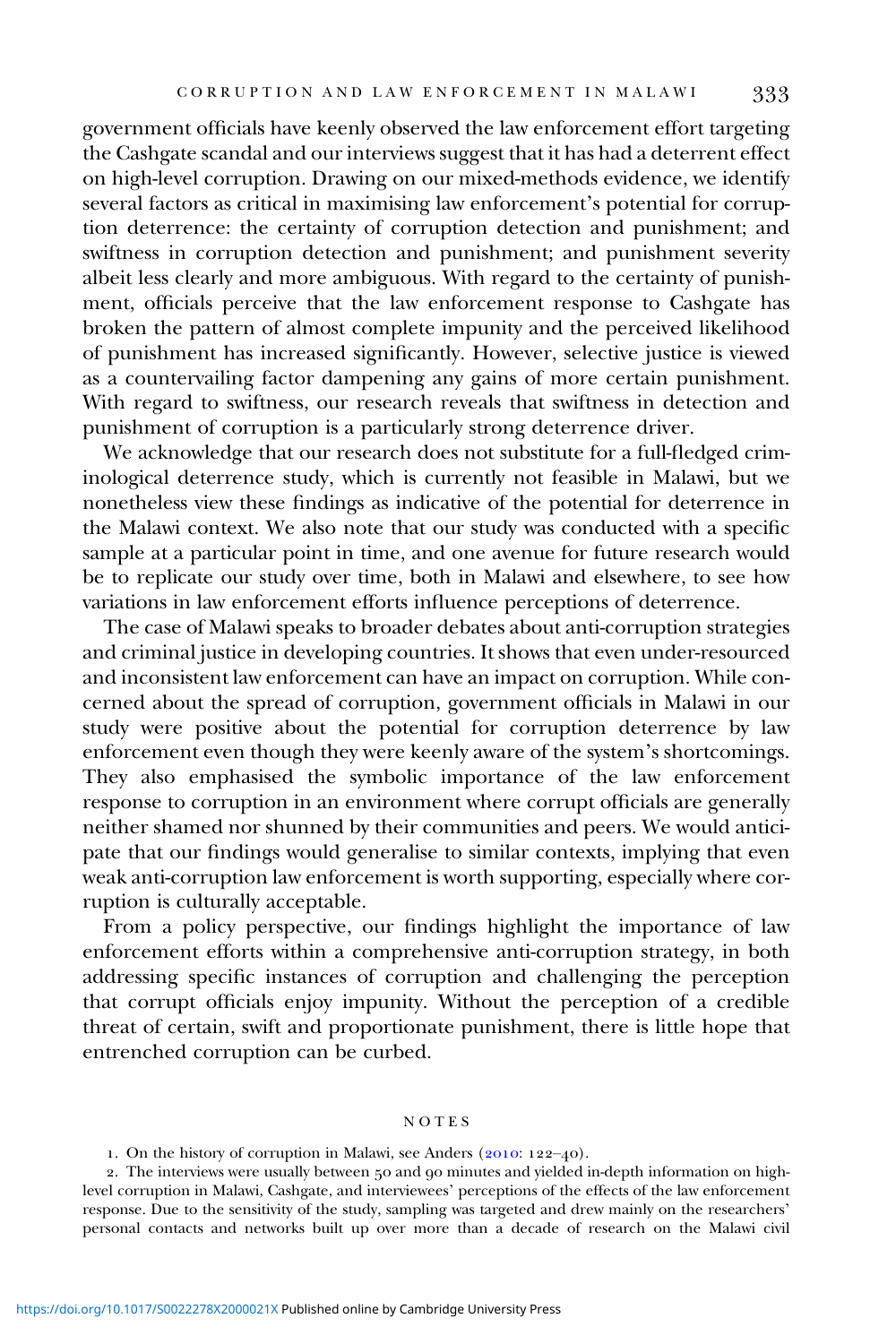government officials have keenly observed the law enforcement effort targeting the Cashgate scandal and our interviews suggest that it has had a deterrent effect on high-level corruption. Drawing on our mixed-methods evidence, we identify several factors as critical in maximising law enforcement's potential for corruption deterrence: the certainty of corruption detection and punishment; and swiftness in corruption detection and punishment; and punishment severity albeit less clearly and more ambiguous. With regard to the certainty of punishment, officials perceive that the law enforcement response to Cashgate has broken the pattern of almost complete impunity and the perceived likelihood of punishment has increased significantly. However, selective justice is viewed as a countervailing factor dampening any gains of more certain punishment. With regard to swiftness, our research reveals that swiftness in detection and punishment of corruption is a particularly strong deterrence driver.

We acknowledge that our research does not substitute for a full-fledged criminological deterrence study, which is currently not feasible in Malawi, but we nonetheless view these findings as indicative of the potential for deterrence in the Malawi context. We also note that our study was conducted with a specific sample at a particular point in time, and one avenue for future research would be to replicate our study over time, both in Malawi and elsewhere, to see how variations in law enforcement efforts influence perceptions of deterrence.

The case of Malawi speaks to broader debates about anti-corruption strategies and criminal justice in developing countries. It shows that even under-resourced and inconsistent law enforcement can have an impact on corruption. While concerned about the spread of corruption, government officials in Malawi in our study were positive about the potential for corruption deterrence by law enforcement even though they were keenly aware of the system's shortcomings. They also emphasised the symbolic importance of the law enforcement response to corruption in an environment where corrupt officials are generally neither shamed nor shunned by their communities and peers. We would anticipate that our findings would generalise to similar contexts, implying that even weak anti-corruption law enforcement is worth supporting, especially where corruption is culturally acceptable.

From a policy perspective, our findings highlight the importance of law enforcement efforts within a comprehensive anti-corruption strategy, in both addressing specific instances of corruption and challenging the perception that corrupt officials enjoy impunity. Without the perception of a credible threat of certain, swift and proportionate punishment, there is little hope that entrenched corruption can be curbed.

## NOTES

1. On the history of corruption in Malawi, see Anders (2010: 122–40).

2. The interviews were usually between 50 and 90 minutes and yielded in-depth information on high-level corruption in Malawi, Cashgate, and interviewees' perceptions of the effects of the law enforcement response. Due to the sensitivity of the study, sampling was targeted and drew mainly on the researchers' personal contacts and networks built up over more than a decade of research on the Malawi civil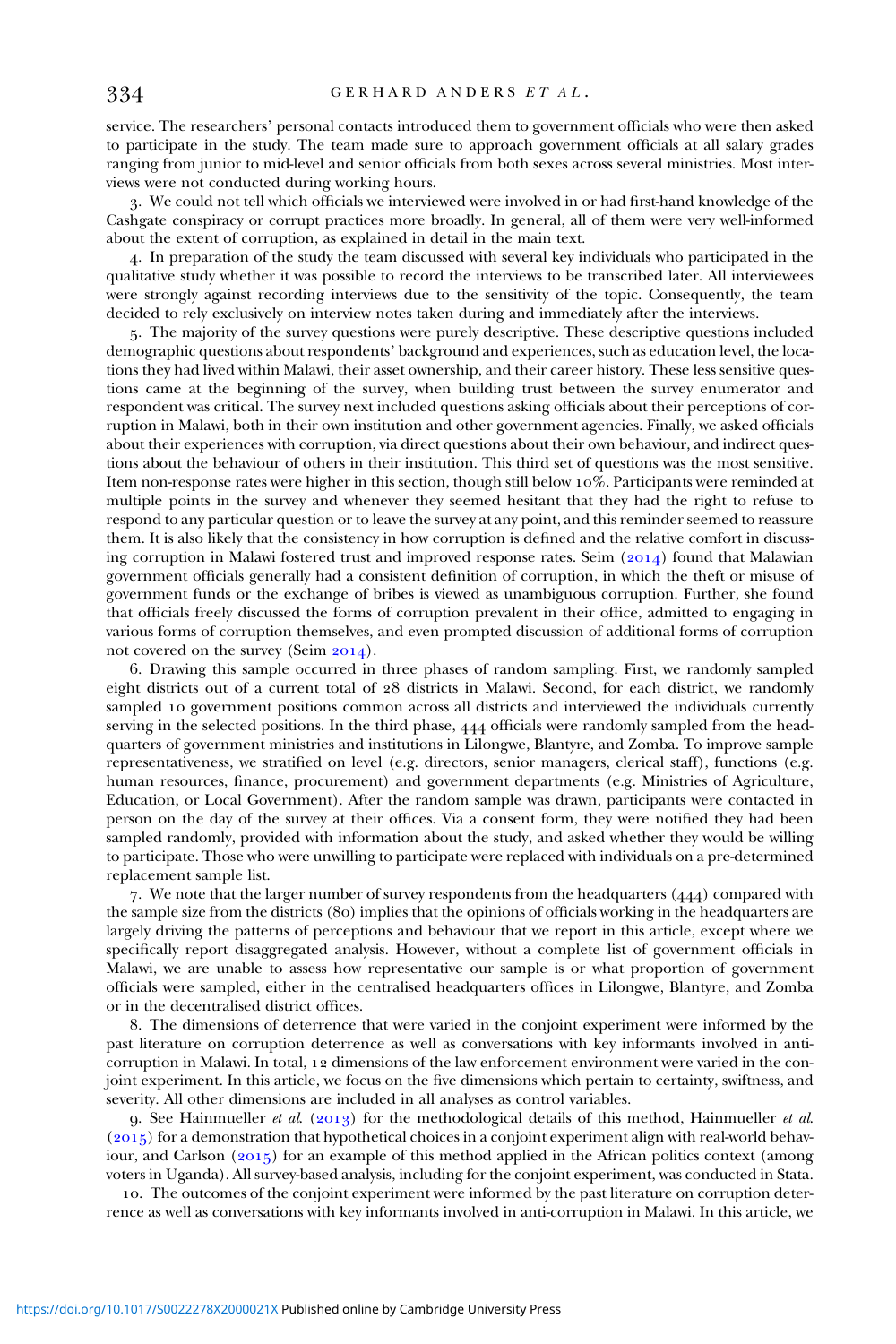service. The researchers' personal contacts introduced them to government officials who were then asked to participate in the study. The team made sure to approach government officials at all salary grades ranging from junior to mid-level and senior officials from both sexes across several ministries. Most interviews were not conducted during working hours.

3. We could not tell which officials we interviewed were involved in or had first-hand knowledge of the Cashgate conspiracy or corrupt practices more broadly. In general, all of them were very well-informed about the extent of corruption, as explained in detail in the main text.

4. In preparation of the study the team discussed with several key individuals who participated in the qualitative study whether it was possible to record the interviews to be transcribed later. All interviewees were strongly against recording interviews due to the sensitivity of the topic. Consequently, the team decided to rely exclusively on interview notes taken during and immediately after the interviews.

5. The majority of the survey questions were purely descriptive. These descriptive questions included demographic questions about respondents' background and experiences, such as education level, the locations they had lived within Malawi, their asset ownership, and their career history. These less sensitive questions came at the beginning of the survey, when building trust between the survey enumerator and respondent was critical. The survey next included questions asking officials about their perceptions of corruption in Malawi, both in their own institution and other government agencies. Finally, we asked officials about their experiences with corruption, via direct questions about their own behaviour, and indirect questions about the behaviour of others in their institution. This third set of questions was the most sensitive. Item non-response rates were higher in this section, though still below 10%. Participants were reminded at multiple points in the survey and whenever they seemed hesitant that they had the right to refuse to respond to any particular question or to leave the survey at any point, and this reminder seemed to reassure them. It is also likely that the consistency in how corruption is defined and the relative comfort in discussing corruption in Malawi fostered trust and improved response rates. Seim (2014) found that Malawian government officials generally had a consistent definition of corruption, in which the theft or misuse of government funds or the exchange of bribes is viewed as unambiguous corruption. Further, she found that officials freely discussed the forms of corruption prevalent in their office, admitted to engaging in various forms of corruption themselves, and even prompted discussion of additional forms of corruption not covered on the survey (Seim 2014).

6. Drawing this sample occurred in three phases of random sampling. First, we randomly sampled eight districts out of a current total of 28 districts in Malawi. Second, for each district, we randomly sampled 10 government positions common across all districts and interviewed the individuals currently serving in the selected positions. In the third phase, 444 officials were randomly sampled from the headquarters of government ministries and institutions in Lilongwe, Blantyre, and Zomba. To improve sample representativeness, we stratified on level (e.g. directors, senior managers, clerical staff), functions (e.g. human resources, finance, procurement) and government departments (e.g. Ministries of Agriculture, Education, or Local Government). After the random sample was drawn, participants were contacted in person on the day of the survey at their offices. Via a consent form, they were notified they had been sampled randomly, provided with information about the study, and asked whether they would be willing to participate. Those who were unwilling to participate were replaced with individuals on a pre-determined replacement sample list.

7. We note that the larger number of survey respondents from the headquarters (444) compared with the sample size from the districts (80) implies that the opinions of officials working in the headquarters are largely driving the patterns of perceptions and behaviour that we report in this article, except where we specifically report disaggregated analysis. However, without a complete list of government officials in Malawi, we are unable to assess how representative our sample is or what proportion of government officials were sampled, either in the centralised headquarters offices in Lilongwe, Blantyre, and Zomba or in the decentralised district offices.

8. The dimensions of deterrence that were varied in the conjoint experiment were informed by the past literature on corruption deterrence as well as conversations with key informants involved in anti-corruption in Malawi. In total, 12 dimensions of the law enforcement environment were varied in the conjoint experiment. In this article, we focus on the five dimensions which pertain to certainty, swiftness, and severity. All other dimensions are included in all analyses as control variables.

9. See Hainmueller *et al.* (2013) for the methodological details of this method, Hainmueller *et al.* (2015) for a demonstration that hypothetical choices in a conjoint experiment align with real-world behaviour, and Carlson (2015) for an example of this method applied in the African politics context (among voters in Uganda). All survey-based analysis, including for the conjoint experiment, was conducted in Stata.

10. The outcomes of the conjoint experiment were informed by the past literature on corruption deterrence as well as conversations with key informants involved in anti-corruption in Malawi. In this article, we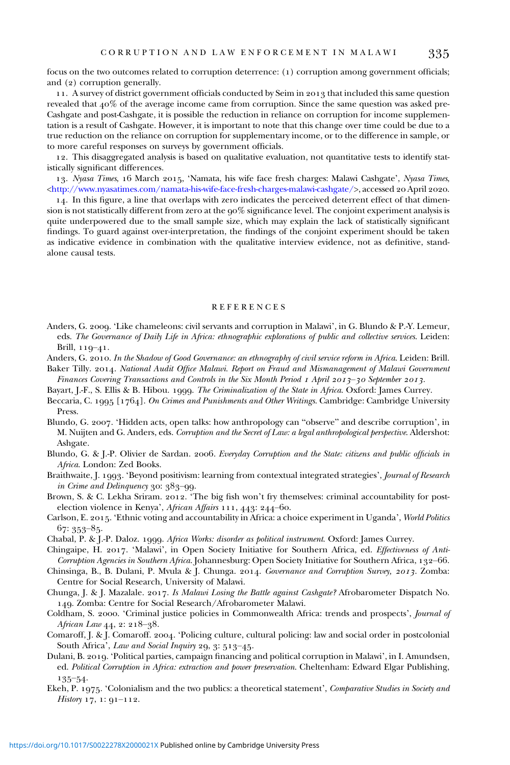focus on the two outcomes related to corruption deterrence: (1) corruption among government officials; and (2) corruption generally.

11. A survey of district government officials conducted by Seim in 2013 that included this same question revealed that 40% of the average income came from corruption. Since the same question was asked pre-Cashgate and post-Cashgate, it is possible the reduction in reliance on corruption for income supplementation is a result of Cashgate. However, it is important to note that this change over time could be due to a true reduction on the reliance on corruption for supplementary income, or to the difference in sample, or to more careful responses on surveys by government officials.

12. This disaggregated analysis is based on qualitative evaluation, not quantitative tests to identify statistically significant differences.

13. *Nyasa Times*, 16 March 2015, 'Namata, his wife face fresh charges: Malawi Cashgate', *Nyasa Times*, <http://www.nyasatimes.com/namata-his-wife-face-fresh-charges-malawi-cashgate/>, accessed 20 April 2020.

14. In this figure, a line that overlaps with zero indicates the perceived deterrent effect of that dimension is not statistically different from zero at the 90% significance level. The conjoint experiment analysis is quite underpowered due to the small sample size, which may explain the lack of statistically significant findings. To guard against over-interpretation, the findings of the conjoint experiment should be taken as indicative evidence in combination with the qualitative interview evidence, not as definitive, stand-alone causal tests.

## REFERENCES

Anders, G. 2009. 'Like chameleons: civil servants and corruption in Malawi', in G. Blundo & P.-Y. Lemeur, eds. *The Governance of Daily Life in Africa: ethnographic explorations of public and collective services*. Leiden: Brill, 119–41.

Anders, G. 2010. *In the Shadow of Good Governance: an ethnography of civil service reform in Africa*. Leiden: Brill.

Baker Tilly. 2014. *National Audit Office Malawi. Report on Fraud and Mismanagement of Malawi Government Finances Covering Transactions and Controls in the Six Month Period 1 April 2013–30 September 2013*.

Bayart, J.-F., S. Ellis & B. Hibou. 1999. *The Criminalization of the State in Africa*. Oxford: James Currey.

Beccaria, C. 1995 [1764]. *On Crimes and Punishments and Other Writings*. Cambridge: Cambridge University Press.

Blundo, G. 2007. 'Hidden acts, open talks: how anthropology can "observe" and describe corruption', in M. Nuijten and G. Anders, eds. *Corruption and the Secret of Law: a legal anthropological perspective*. Aldershot: Ashgate.

Blundo, G. & J.-P. Olivier de Sardan. 2006. *Everyday Corruption and the State: citizens and public officials in Africa*. London: Zed Books.

Braithwaite, J. 1993. 'Beyond positivism: learning from contextual integrated strategies', *Journal of Research in Crime and Delinquency* 30: 383–99.

Brown, S. & C. Lekha Sriram. 2012. 'The big fish won't fry themselves: criminal accountability for post-election violence in Kenya', *African Affairs* 111, 443: 244–60.

Carlson, E. 2015. 'Ethnic voting and accountability in Africa: a choice experiment in Uganda', *World Politics* 67: 353–85.

Chabal, P. & J.-P. Daloz. 1999. *Africa Works: disorder as political instrument*. Oxford: James Currey.

Chingaipe, H. 2017. 'Malawi', in Open Society Initiative for Southern Africa, ed. *Effectiveness of Anti-Corruption Agencies in Southern Africa*. Johannesburg: Open Society Initiative for Southern Africa, 132–66.

Chinsinga, B., B. Dulani, P. Mvula & J. Chunga. 2014. *Governance and Corruption Survey, 2013*. Zomba: Centre for Social Research, University of Malawi.

Chunga, J. & J. Mazalale. 2017. *Is Malawi Losing the Battle against Cashgate?* Afrobarometer Dispatch No. 149. Zomba: Centre for Social Research/Afrobarometer Malawi.

Coldham, S. 2000. 'Criminal justice policies in Commonwealth Africa: trends and prospects', *Journal of African Law* 44, 2: 218–38.

Comaroff, J. & J. Comaroff. 2004. 'Policing culture, cultural policing: law and social order in postcolonial South Africa', *Law and Social Inquiry* 29, 3: 513–45.

Dulani, B. 2019. 'Political parties, campaign financing and political corruption in Malawi', in I. Amundsen, ed. *Political Corruption in Africa: extraction and power preservation*. Cheltenham: Edward Elgar Publishing, 135–54.

Ekeh, P. 1975. 'Colonialism and the two publics: a theoretical statement', *Comparative Studies in Society and History* 17, 1: 91–112.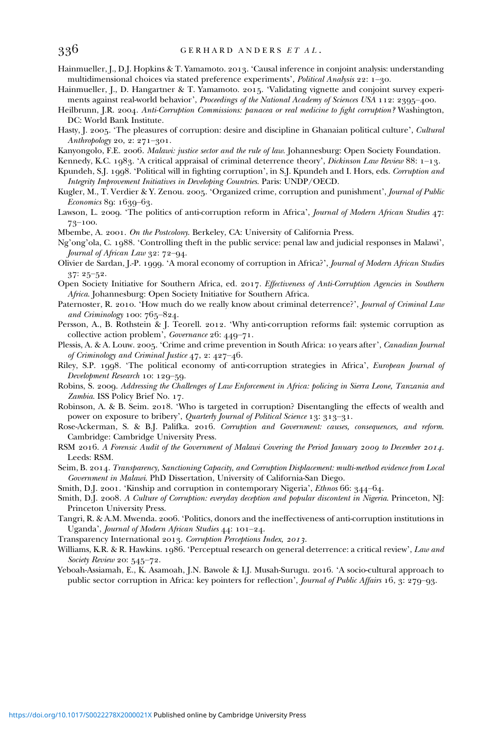Hainmueller, J., D.J. Hopkins & T. Yamamoto. 2013. 'Causal inference in conjoint analysis: understanding multidimensional choices via stated preference experiments', *Political Analysis* 22: 1–30.

Hainmueller, J., D. Hangartner & T. Yamamoto. 2015. 'Validating vignette and conjoint survey experiments against real-world behavior', *Proceedings of the National Academy of Sciences USA* 112: 2395–400.

Heilbrunn, J.R. 2004. *Anti-Corruption Commissions: panacea or real medicine to fight corruption?* Washington, DC: World Bank Institute.

Hasty, J. 2005. 'The pleasures of corruption: desire and discipline in Ghanaian political culture', *Cultural Anthropology* 20, 2: 271–301.

Kanyongolo, F.E. 2006. *Malawi: justice sector and the rule of law.* Johannesburg: Open Society Foundation.

Kennedy, K.C. 1983. 'A critical appraisal of criminal deterrence theory', *Dickinson Law Review* 88: 1–13.

Kpundeh, S.J. 1998. 'Political will in fighting corruption', in S.J. Kpundeh and I. Hors, eds. *Corruption and Integrity Improvement Initiatives in Developing Countries.* Paris: UNDP/OECD.

Kugler, M., T. Verdier & Y. Zenou. 2005. 'Organized crime, corruption and punishment', *Journal of Public Economics* 89: 1639–63.

Lawson, L. 2009. 'The politics of anti-corruption reform in Africa', *Journal of Modern African Studies* 47: 73–100.

Mbembe, A. 2001. *On the Postcolony.* Berkeley, CA: University of California Press.

Ng'ong'ola, C. 1988. 'Controlling theft in the public service: penal law and judicial responses in Malawi', *Journal of African Law* 32: 72–94.

Olivier de Sardan, J.-P. 1999. 'A moral economy of corruption in Africa?', *Journal of Modern African Studies* 37: 25–52.

Open Society Initiative for Southern Africa, ed. 2017. *Effectiveness of Anti-Corruption Agencies in Southern Africa.* Johannesburg: Open Society Initiative for Southern Africa.

Paternoster, R. 2010. 'How much do we really know about criminal deterrence?', *Journal of Criminal Law and Criminology* 100: 765–824.

Persson, A., B. Rothstein & J. Teorell. 2012. 'Why anti-corruption reforms fail: systemic corruption as collective action problem', *Governance* 26: 449–71.

Plessis, A. & A. Louw. 2005. 'Crime and crime prevention in South Africa: 10 years after', *Canadian Journal of Criminology and Criminal Justice* 47, 2: 427–46.

Riley, S.P. 1998. 'The political economy of anti-corruption strategies in Africa', *European Journal of Development Research* 10: 129–59.

Robins, S. 2009. *Addressing the Challenges of Law Enforcement in Africa: policing in Sierra Leone, Tanzania and Zambia.* ISS Policy Brief No. 17.

Robinson, A. & B. Seim. 2018. 'Who is targeted in corruption? Disentangling the effects of wealth and power on exposure to bribery', *Quarterly Journal of Political Science* 13: 313–31.

Rose-Ackerman, S. & B.J. Palifka. 2016. *Corruption and Government: causes, consequences, and reform.* Cambridge: Cambridge University Press.

RSM 2016. *A Forensic Audit of the Government of Malawi Covering the Period January 2009 to December 2014.* Leeds: RSM.

Seim, B. 2014. *Transparency, Sanctioning Capacity, and Corruption Displacement: multi-method evidence from Local Government in Malawi.* PhD Dissertation, University of California-San Diego.

Smith, D.J. 2001. 'Kinship and corruption in contemporary Nigeria', *Ethnos* 66: 344–64.

Smith, D.J. 2008. *A Culture of Corruption: everyday deception and popular discontent in Nigeria.* Princeton, NJ: Princeton University Press.

Tangri, R. & A.M. Mwenda. 2006. 'Politics, donors and the ineffectiveness of anti-corruption institutions in Uganda', *Journal of Modern African Studies* 44: 101–24.

Transparency International 2013. *Corruption Perceptions Index, 2013.*

Williams, K.R. & R. Hawkins. 1986. 'Perceptual research on general deterrence: a critical review', *Law and Society Review* 20: 545–72.

Yeboah-Assiamah, E., K. Asamoah, J.N. Bawole & I.J. Musah-Surugu. 2016. 'A socio-cultural approach to public sector corruption in Africa: key pointers for reflection', *Journal of Public Affairs* 16, 3: 279–93.